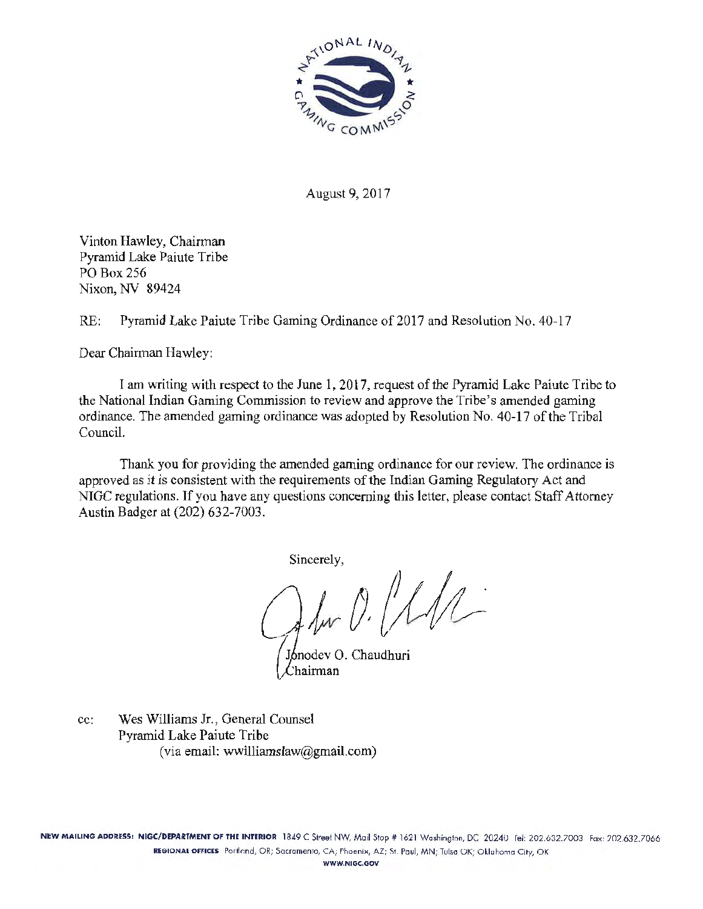August 9, 2017

Vinton Hawley, Chairman
Pyramid Lake Paiute Tribe
PO Box 256
Nixon, NV 89424

RE: Pyramid Lake Paiute Tribe Gaming Ordinance of 2017 and Resolution No. 40-17

Dear Chairman Hawley:

I am writing with respect to the June 1, 2017, request of the Pyramid Lake Paiute Tribe to the National Indian Gaming Commission to review and approve the Tribe's amended gaming ordinance. The amended gaming ordinance was adopted by Resolution No. 40-17 of the Tribal Council.

Thank you for providing the amended gaming ordinance for our review. The ordinance is approved as it is consistent with the requirements of the Indian Gaming Regulatory Act and NIGC regulations. If you have any questions concerning this letter, please contact Staff Attorney Austin Badger at (202) 632-7003.

Sincerely,

Jonodev O. Chaudhuri
Chairman

cc: Wes Williams Jr., General Counsel
Pyramid Lake Paiute Tribe
(via email: wwilliamslaw@gmail.com)

NEW MAILING ADDRESS: NIGC/DEPARTMENT OF THE INTERIOR 1849 C Street NW, Mail Stop # 1621 Washington, DC 20240 Tel: 202.632.7003 Fax: 202.632.7066
REGIONAL OFFICES Portland, OR; Sacramento, CA; Phoenix, AZ; St. Paul, MN; Tulsa OK; Oklahoma City, OK
WWW.NIGC.GOV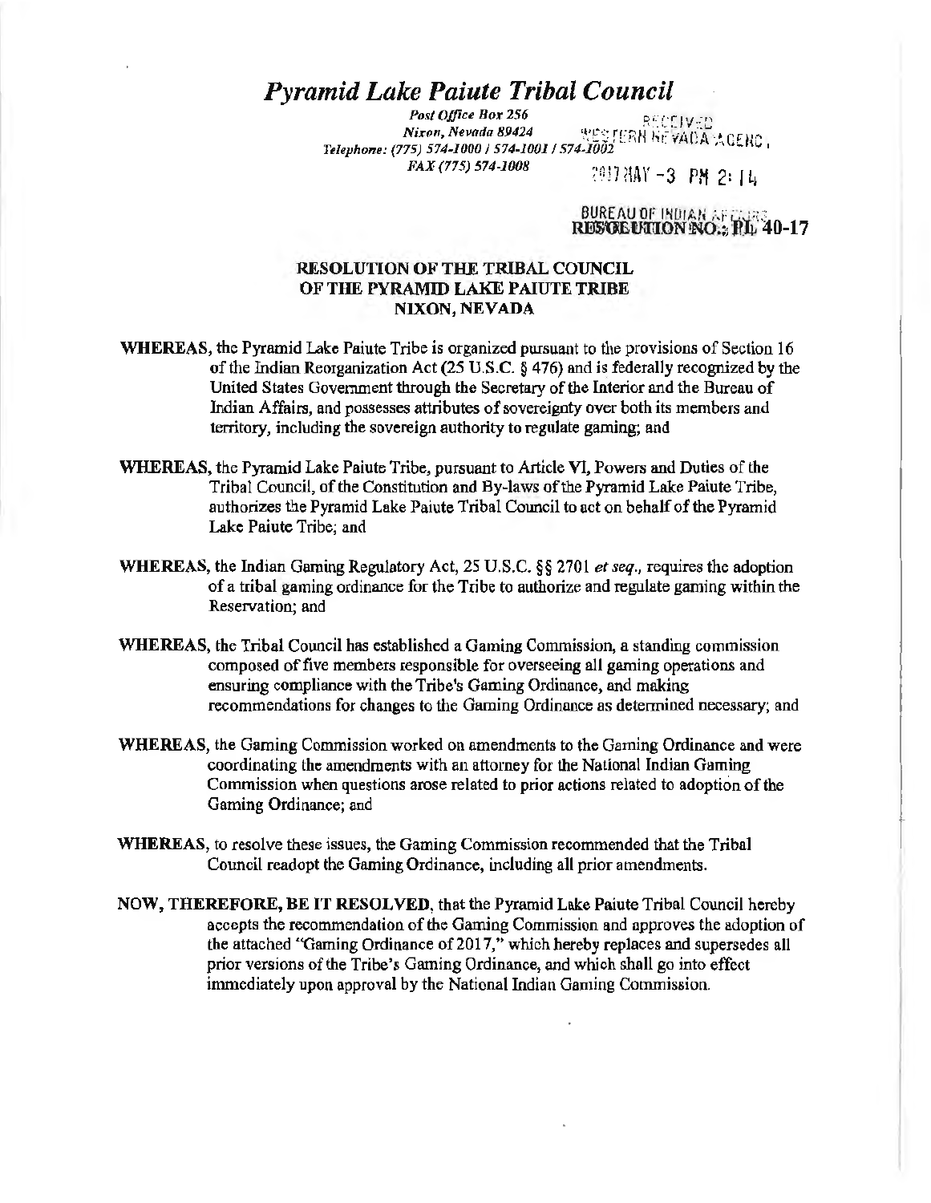# *Pyramid Lake Paiute Tribal Council*

*Post Office Box 256*
*Nixon, Nevada 89424*
*Telephone: (775) 574-1000 / 574-1001 / 574-1002*
*FAX (775) 574-1008*

RECEIVED
WESTERN NEVADA AGENCY
2017 MAY -3 PM 2: 14
BUREAU OF INDIAN AFFAIRS

**RESOLUTION NO.: PL 40-17**

**RESOLUTION OF THE TRIBAL COUNCIL**
**OF THE PYRAMID LAKE PAIUTE TRIBE**
**NIXON, NEVADA**

**WHEREAS,** the Pyramid Lake Paiute Tribe is organized pursuant to the provisions of Section 16 of the Indian Reorganization Act (25 U.S.C. § 476) and is federally recognized by the United States Government through the Secretary of the Interior and the Bureau of Indian Affairs, and possesses attributes of sovereignty over both its members and territory, including the sovereign authority to regulate gaming; and

**WHEREAS,** the Pyramid Lake Paiute Tribe, pursuant to Article VI, Powers and Duties of the Tribal Council, of the Constitution and By-laws of the Pyramid Lake Paiute Tribe, authorizes the Pyramid Lake Paiute Tribal Council to act on behalf of the Pyramid Lake Paiute Tribe; and

**WHEREAS,** the Indian Gaming Regulatory Act, 25 U.S.C. §§ 2701 *et seq.*, requires the adoption of a tribal gaming ordinance for the Tribe to authorize and regulate gaming within the Reservation; and

**WHEREAS,** the Tribal Council has established a Gaming Commission, a standing commission composed of five members responsible for overseeing all gaming operations and ensuring compliance with the Tribe's Gaming Ordinance, and making recommendations for changes to the Gaming Ordinance as determined necessary; and

**WHEREAS,** the Gaming Commission worked on amendments to the Gaming Ordinance and were coordinating the amendments with an attorney for the National Indian Gaming Commission when questions arose related to prior actions related to adoption of the Gaming Ordinance; and

**WHEREAS,** to resolve these issues, the Gaming Commission recommended that the Tribal Council readopt the Gaming Ordinance, including all prior amendments.

**NOW, THEREFORE, BE IT RESOLVED,** that the Pyramid Lake Paiute Tribal Council hereby accepts the recommendation of the Gaming Commission and approves the adoption of the attached "Gaming Ordinance of 2017," which hereby replaces and supersedes all prior versions of the Tribe's Gaming Ordinance, and which shall go into effect immediately upon approval by the National Indian Gaming Commission.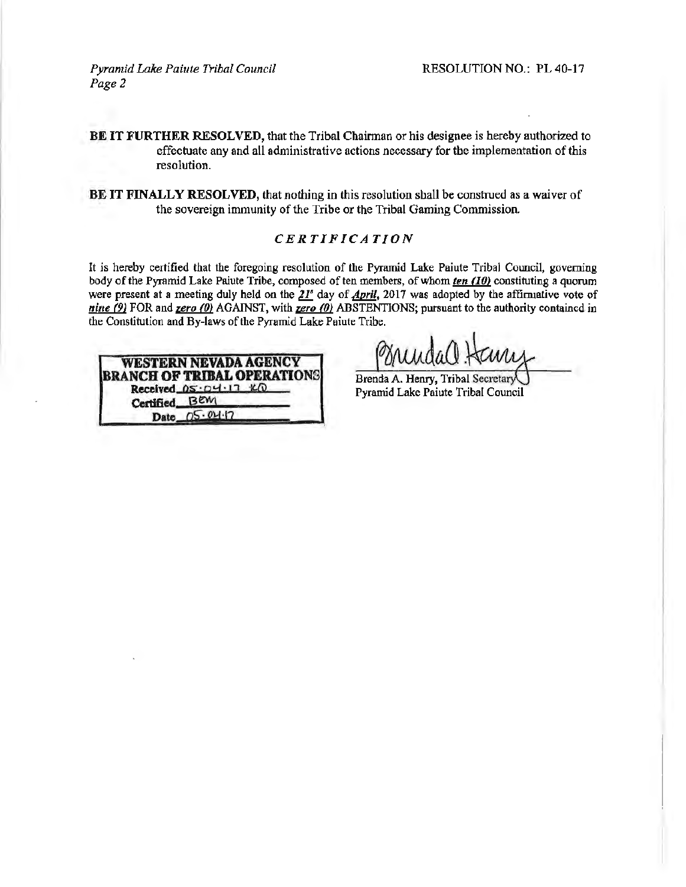**BE IT FURTHER RESOLVED,** that the Tribal Chairman or his designee is hereby authorized to effectuate any and all administrative actions necessary for the implementation of this resolution.

**BE IT FINALLY RESOLVED,** that nothing in this resolution shall be construed as a waiver of the sovereign immunity of the Tribe or the Tribal Gaming Commission.

## *CERTIFICATION*

It is hereby certified that the foregoing resolution of the Pyramid Lake Paiute Tribal Council, governing body of the Pyramid Lake Paiute Tribe, composed of ten members, of whom ***ten (10)*** constituting a quorum were present at a meeting duly held on the ***21st*** day of ***April***, 2017 was adopted by the affirmative vote of ***nine (9)*** FOR and ***zero (0)*** AGAINST, with ***zero (0)*** ABSTENTIONS; pursuant to the authority contained in the Constitution and By-laws of the Pyramid Lake Paiute Tribe.

**WESTERN NEVADA AGENCY**
**BRANCH OF TRIBAL OPERATIONS**
Received 05·04·17 KD
Certified BEM
Date 05·04·17

Brenda A. Henry, Tribal Secretary
Pyramid Lake Paiute Tribal Council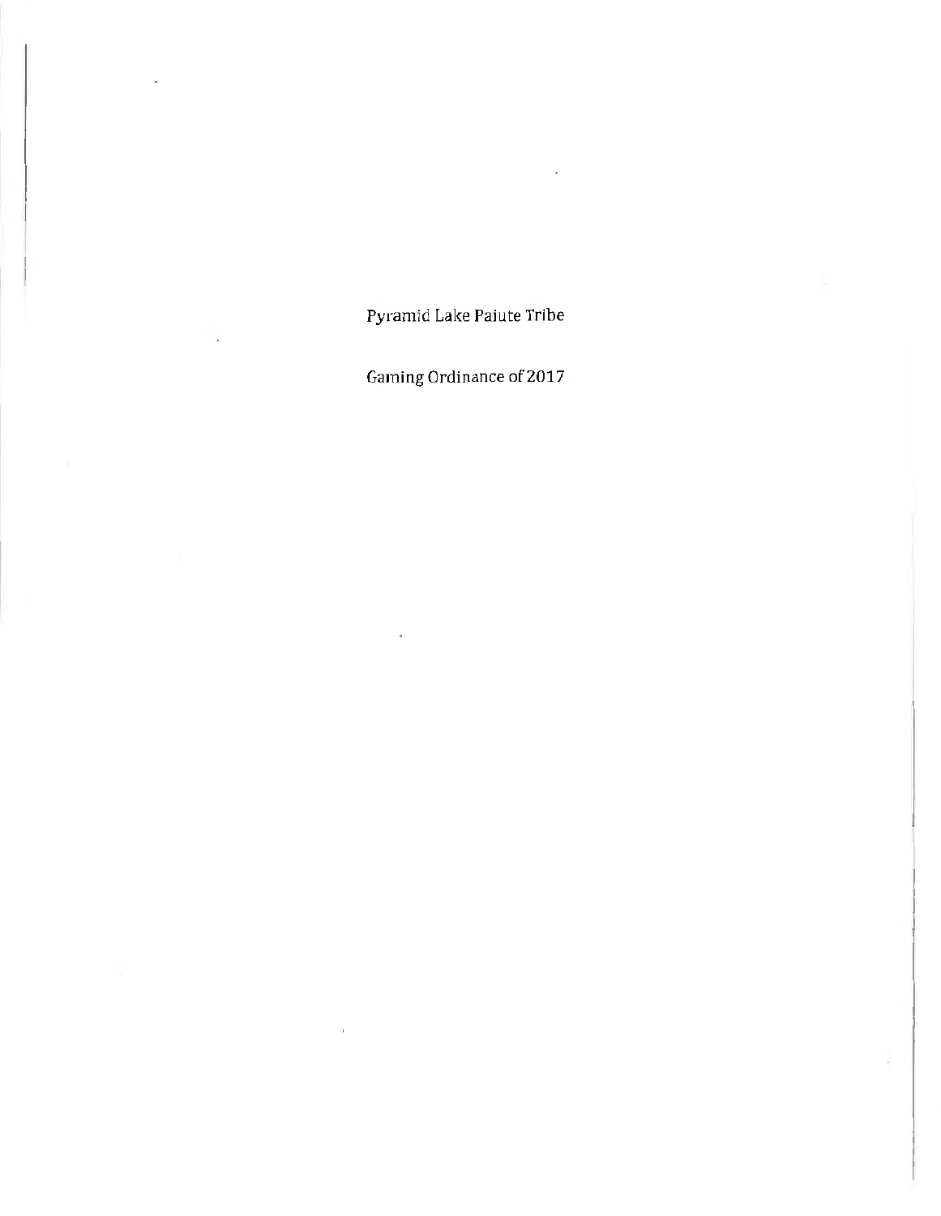# Pyramid Lake Paiute Tribe

## Gaming Ordinance of 2017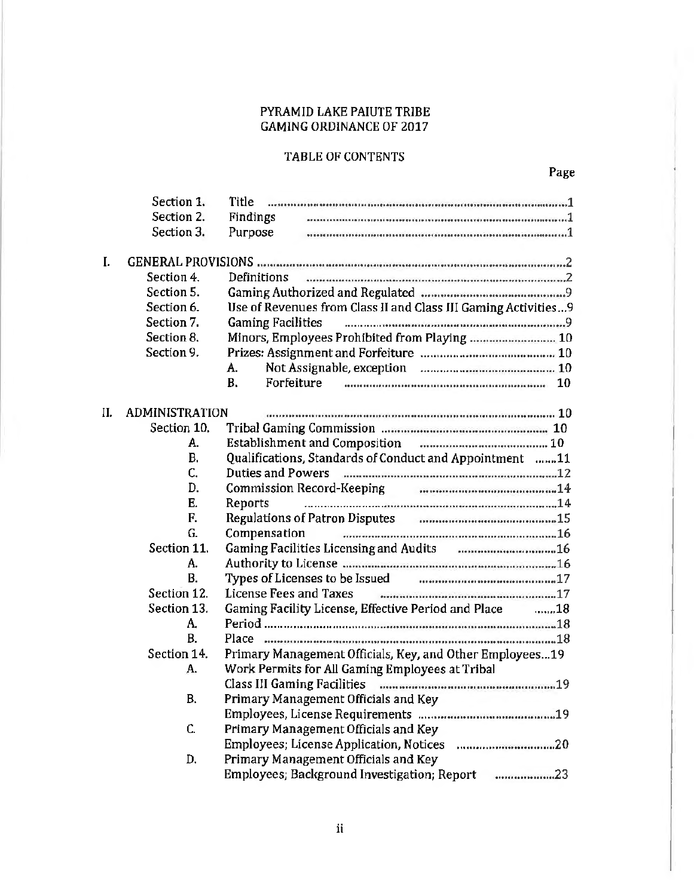PYRAMID LAKE PAIUTE TRIBE
GAMING ORDINANCE OF 2017

TABLE OF CONTENTS

| | | | Page |
|---|---|---|---|
| | Section 1. | Title | 1 |
| | Section 2. | Findings | 1 |
| | Section 3. | Purpose | 1 |
| I. | GENERAL PROVISIONS | | 2 |
| | Section 4. | Definitions | 2 |
| | Section 5. | Gaming Authorized and Regulated | 9 |
| | Section 6. | Use of Revenues from Class II and Class III Gaming Activities | 9 |
| | Section 7. | Gaming Facilities | 9 |
| | Section 8. | Minors, Employees Prohibited from Playing | 10 |
| | Section 9. | Prizes: Assignment and Forfeiture | 10 |
| | | A. Not Assignable, exception | 10 |
| | | B. Forfeiture | 10 |
| II. | ADMINISTRATION | | 10 |
| | Section 10. | Tribal Gaming Commission | 10 |
| | A. | Establishment and Composition | 10 |
| | B. | Qualifications, Standards of Conduct and Appointment | 11 |
| | C. | Duties and Powers | 12 |
| | D. | Commission Record-Keeping | 14 |
| | E. | Reports | 14 |
| | F. | Regulations of Patron Disputes | 15 |
| | G. | Compensation | 16 |
| | Section 11. | Gaming Facilities Licensing and Audits | 16 |
| | A. | Authority to License | 16 |
| | B. | Types of Licenses to be Issued | 17 |
| | Section 12. | License Fees and Taxes | 17 |
| | Section 13. | Gaming Facility License, Effective Period and Place | 18 |
| | A. | Period | 18 |
| | B. | Place | 18 |
| | Section 14. | Primary Management Officials, Key, and Other Employees | 19 |
| | A. | Work Permits for All Gaming Employees at Tribal Class III Gaming Facilities | 19 |
| | B. | Primary Management Officials and Key Employees, License Requirements | 19 |
| | C. | Primary Management Officials and Key Employees; License Application, Notices | 20 |
| | D. | Primary Management Officials and Key Employees; Background Investigation; Report | 23 |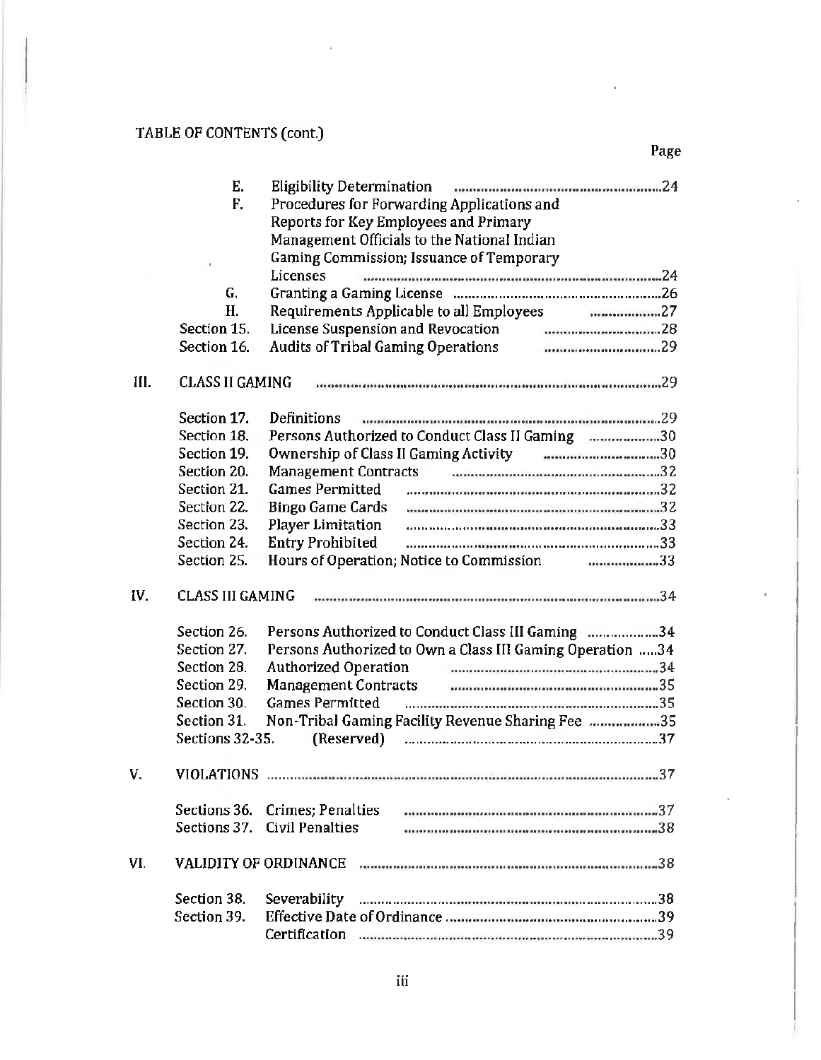TABLE OF CONTENTS (cont.)

| | | | Page |
|---|---|---|---|
| | E. | Eligibility Determination | 24 |
| | F. | Procedures for Forwarding Applications and Reports for Key Employees and Primary Management Officials to the National Indian Gaming Commission; Issuance of Temporary Licenses | 24 |
| | G. | Granting a Gaming License | 26 |
| | H. | Requirements Applicable to all Employees | 27 |
| | Section 15. | License Suspension and Revocation | 28 |
| | Section 16. | Audits of Tribal Gaming Operations | 29 |
| III. | CLASS II GAMING | | 29 |
| | Section 17. | Definitions | 29 |
| | Section 18. | Persons Authorized to Conduct Class II Gaming | 30 |
| | Section 19. | Ownership of Class II Gaming Activity | 30 |
| | Section 20. | Management Contracts | 32 |
| | Section 21. | Games Permitted | 32 |
| | Section 22. | Bingo Game Cards | 32 |
| | Section 23. | Player Limitation | 33 |
| | Section 24. | Entry Prohibited | 33 |
| | Section 25. | Hours of Operation; Notice to Commission | 33 |
| IV. | CLASS III GAMING | | 34 |
| | Section 26. | Persons Authorized to Conduct Class III Gaming | 34 |
| | Section 27. | Persons Authorized to Own a Class III Gaming Operation | 34 |
| | Section 28. | Authorized Operation | 34 |
| | Section 29. | Management Contracts | 35 |
| | Section 30. | Games Permitted | 35 |
| | Section 31. | Non-Tribal Gaming Facility Revenue Sharing Fee | 35 |
| | Sections 32-35. | (Reserved) | 37 |
| V. | VIOLATIONS | | 37 |
| | Sections 36. | Crimes; Penalties | 37 |
| | Sections 37. | Civil Penalties | 38 |
| VI. | VALIDITY OF ORDINANCE | | 38 |
| | Section 38. | Severability | 38 |
| | Section 39. | Effective Date of Ordinance | 39 |
| | | Certification | 39 |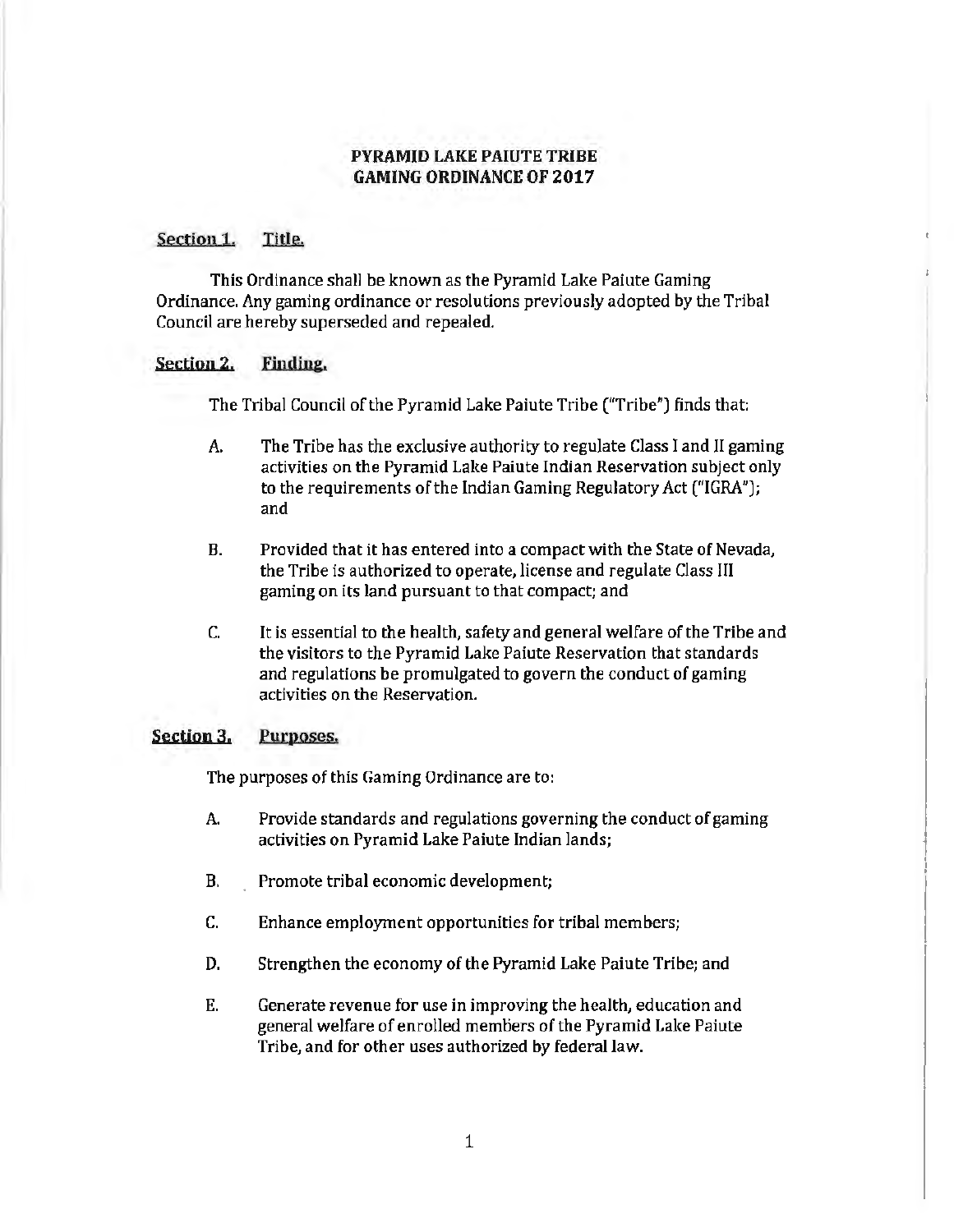# PYRAMID LAKE PAIUTE TRIBE
# GAMING ORDINANCE OF 2017

## Section 1. Title.

This Ordinance shall be known as the Pyramid Lake Paiute Gaming Ordinance. Any gaming ordinance or resolutions previously adopted by the Tribal Council are hereby superseded and repealed.

## Section 2. Finding.

The Tribal Council of the Pyramid Lake Paiute Tribe ("Tribe") finds that:

A. The Tribe has the exclusive authority to regulate Class I and II gaming activities on the Pyramid Lake Paiute Indian Reservation subject only to the requirements of the Indian Gaming Regulatory Act ("IGRA"); and

B. Provided that it has entered into a compact with the State of Nevada, the Tribe is authorized to operate, license and regulate Class III gaming on its land pursuant to that compact; and

C. It is essential to the health, safety and general welfare of the Tribe and the visitors to the Pyramid Lake Paiute Reservation that standards and regulations be promulgated to govern the conduct of gaming activities on the Reservation.

## Section 3. Purposes.

The purposes of this Gaming Ordinance are to:

A. Provide standards and regulations governing the conduct of gaming activities on Pyramid Lake Paiute Indian lands;

B. Promote tribal economic development;

C. Enhance employment opportunities for tribal members;

D. Strengthen the economy of the Pyramid Lake Paiute Tribe; and

E. Generate revenue for use in improving the health, education and general welfare of enrolled members of the Pyramid Lake Paiute Tribe, and for other uses authorized by federal law.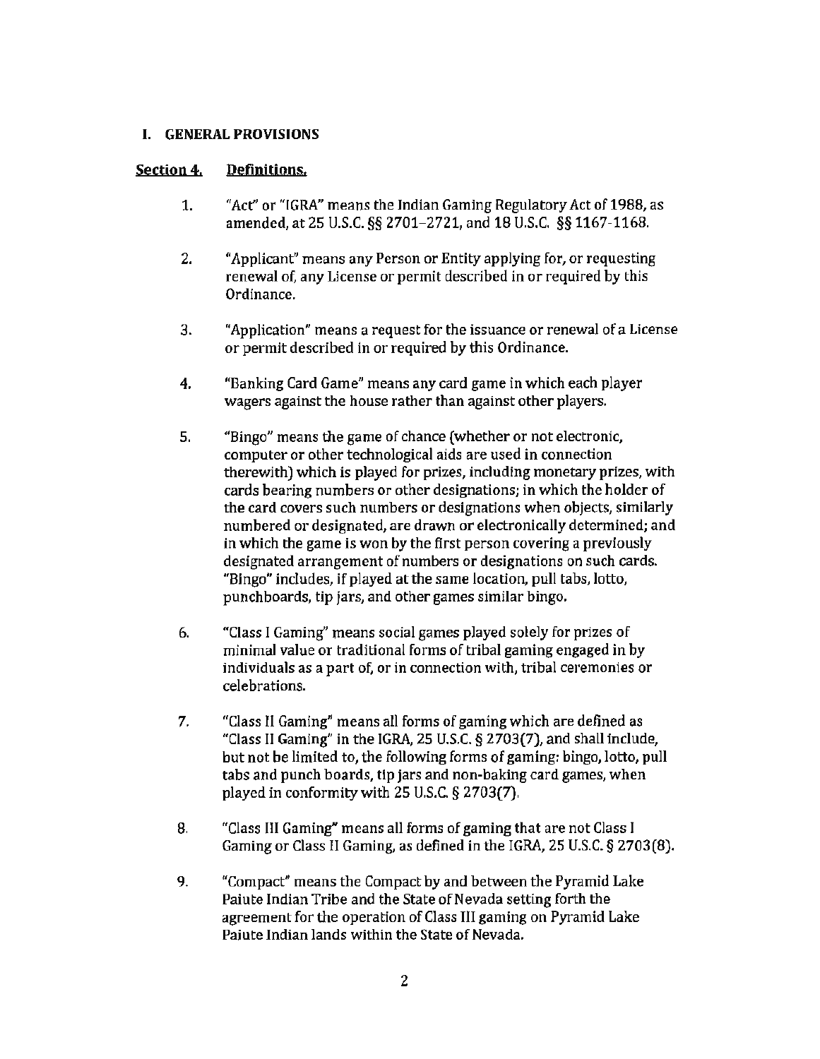## I. GENERAL PROVISIONS

**Section 4. Definitions.**

1. "Act" or "IGRA" means the Indian Gaming Regulatory Act of 1988, as amended, at 25 U.S.C. §§ 2701–2721, and 18 U.S.C. §§ 1167-1168.

2. "Applicant" means any Person or Entity applying for, or requesting renewal of, any License or permit described in or required by this Ordinance.

3. "Application" means a request for the issuance or renewal of a License or permit described in or required by this Ordinance.

4. "Banking Card Game" means any card game in which each player wagers against the house rather than against other players.

5. "Bingo" means the game of chance (whether or not electronic, computer or other technological aids are used in connection therewith) which is played for prizes, including monetary prizes, with cards bearing numbers or other designations; in which the holder of the card covers such numbers or designations when objects, similarly numbered or designated, are drawn or electronically determined; and in which the game is won by the first person covering a previously designated arrangement of numbers or designations on such cards. "Bingo" includes, if played at the same location, pull tabs, lotto, punchboards, tip jars, and other games similar bingo.

6. "Class I Gaming" means social games played solely for prizes of minimal value or traditional forms of tribal gaming engaged in by individuals as a part of, or in connection with, tribal ceremonies or celebrations.

7. "Class II Gaming" means all forms of gaming which are defined as "Class II Gaming" in the IGRA, 25 U.S.C. § 2703(7), and shall include, but not be limited to, the following forms of gaming: bingo, lotto, pull tabs and punch boards, tip jars and non-baking card games, when played in conformity with 25 U.S.C. § 2703(7).

8. "Class III Gaming" means all forms of gaming that are not Class I Gaming or Class II Gaming, as defined in the IGRA, 25 U.S.C. § 2703(8).

9. "Compact" means the Compact by and between the Pyramid Lake Paiute Indian Tribe and the State of Nevada setting forth the agreement for the operation of Class III gaming on Pyramid Lake Paiute Indian lands within the State of Nevada.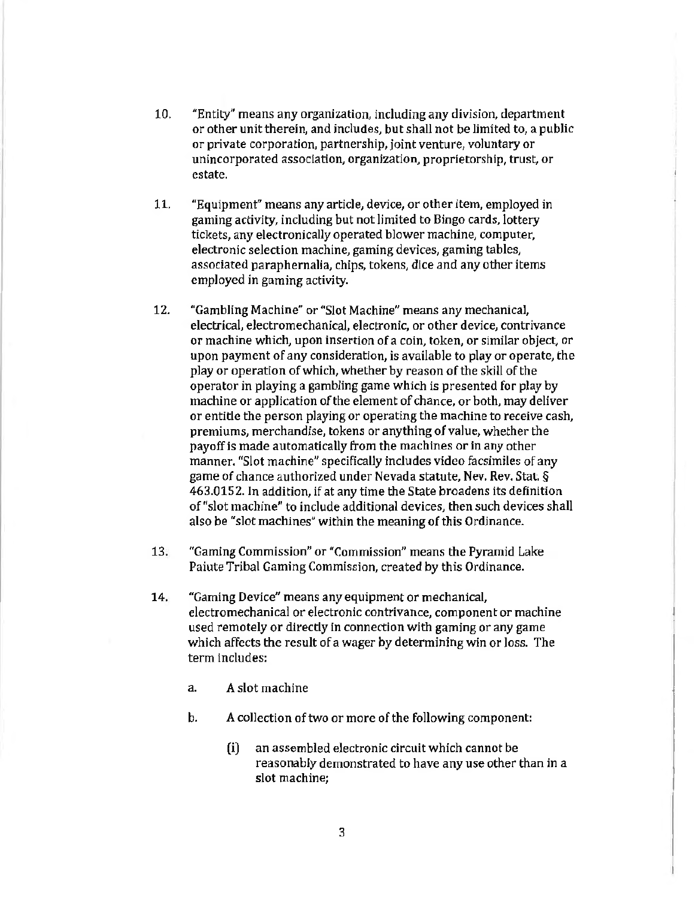10. "Entity" means any organization, including any division, department or other unit therein, and includes, but shall not be limited to, a public or private corporation, partnership, joint venture, voluntary or unincorporated association, organization, proprietorship, trust, or estate.

11. "Equipment" means any article, device, or other item, employed in gaming activity, including but not limited to Bingo cards, lottery tickets, any electronically operated blower machine, computer, electronic selection machine, gaming devices, gaming tables, associated paraphernalia, chips, tokens, dice and any other items employed in gaming activity.

12. "Gambling Machine" or "Slot Machine" means any mechanical, electrical, electromechanical, electronic, or other device, contrivance or machine which, upon insertion of a coin, token, or similar object, or upon payment of any consideration, is available to play or operate, the play or operation of which, whether by reason of the skill of the operator in playing a gambling game which is presented for play by machine or application of the element of chance, or both, may deliver or entitle the person playing or operating the machine to receive cash, premiums, merchandise, tokens or anything of value, whether the payoff is made automatically from the machines or in any other manner. "Slot machine" specifically includes video facsimiles of any game of chance authorized under Nevada statute, Nev. Rev. Stat. § 463.0152. In addition, if at any time the State broadens its definition of "slot machine" to include additional devices, then such devices shall also be "slot machines" within the meaning of this Ordinance.

13. "Gaming Commission" or "Commission" means the Pyramid Lake Paiute Tribal Gaming Commission, created by this Ordinance.

14. "Gaming Device" means any equipment or mechanical, electromechanical or electronic contrivance, component or machine used remotely or directly in connection with gaming or any game which affects the result of a wager by determining win or loss. The term includes:

    a. A slot machine

    b. A collection of two or more of the following component:

        (i) an assembled electronic circuit which cannot be reasonably demonstrated to have any use other than in a slot machine;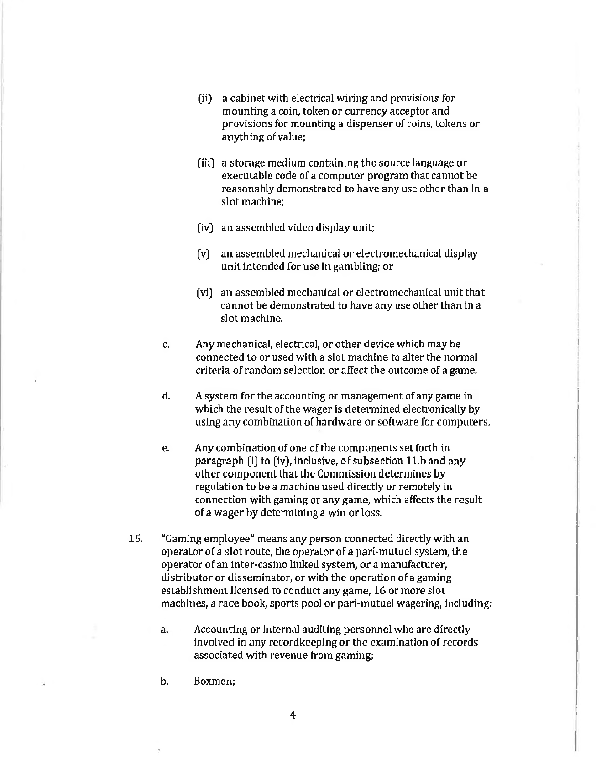(ii) a cabinet with electrical wiring and provisions for mounting a coin, token or currency acceptor and provisions for mounting a dispenser of coins, tokens or anything of value;

(iii) a storage medium containing the source language or executable code of a computer program that cannot be reasonably demonstrated to have any use other than in a slot machine;

(iv) an assembled video display unit;

(v) an assembled mechanical or electromechanical display unit intended for use in gambling; or

(vi) an assembled mechanical or electromechanical unit that cannot be demonstrated to have any use other than in a slot machine.

c. Any mechanical, electrical, or other device which may be connected to or used with a slot machine to alter the normal criteria of random selection or affect the outcome of a game.

d. A system for the accounting or management of any game in which the result of the wager is determined electronically by using any combination of hardware or software for computers.

e. Any combination of one of the components set forth in paragraph (i) to (iv), inclusive, of subsection 11.b and any other component that the Commission determines by regulation to be a machine used directly or remotely in connection with gaming or any game, which affects the result of a wager by determining a win or loss.

15. "Gaming employee" means any person connected directly with an operator of a slot route, the operator of a pari-mutuel system, the operator of an inter-casino linked system, or a manufacturer, distributor or disseminator, or with the operation of a gaming establishment licensed to conduct any game, 16 or more slot machines, a race book, sports pool or pari-mutuel wagering, including:

   a. Accounting or internal auditing personnel who are directly involved in any recordkeeping or the examination of records associated with revenue from gaming;

   b. Boxmen;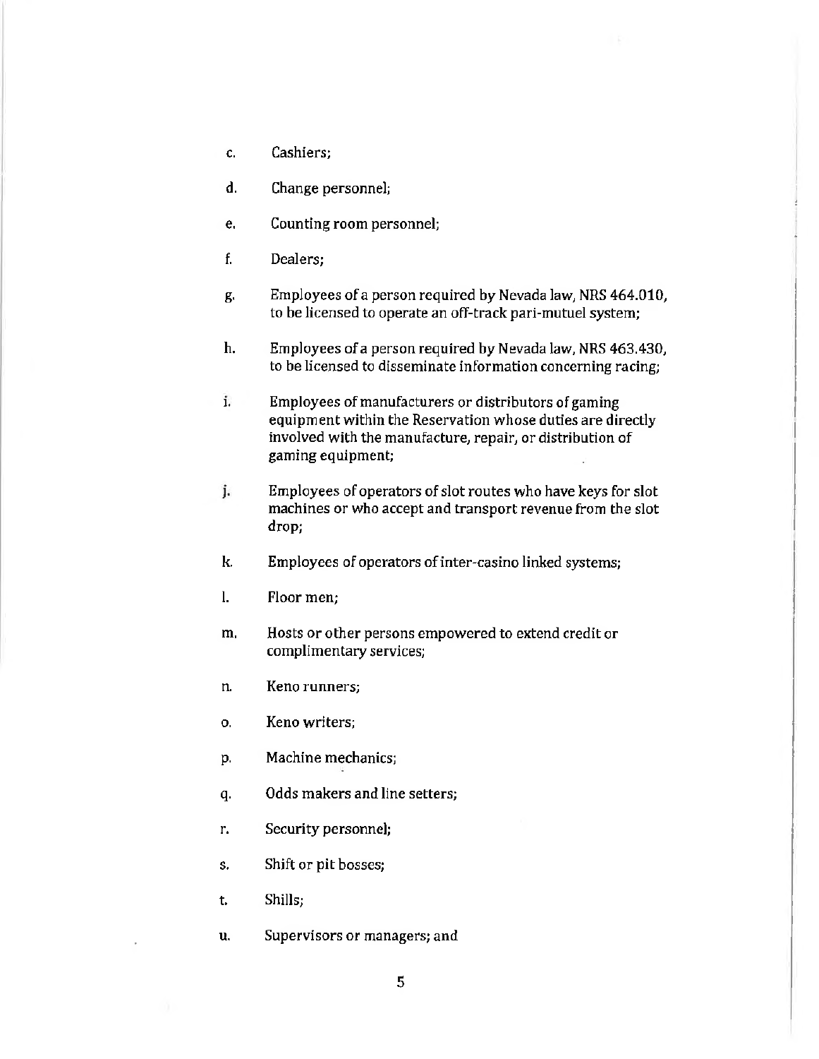c. Cashiers;

d. Change personnel;

e. Counting room personnel;

f. Dealers;

g. Employees of a person required by Nevada law, NRS 464.010, to be licensed to operate an off-track pari-mutuel system;

h. Employees of a person required by Nevada law, NRS 463.430, to be licensed to disseminate information concerning racing;

i. Employees of manufacturers or distributors of gaming equipment within the Reservation whose duties are directly involved with the manufacture, repair, or distribution of gaming equipment;

j. Employees of operators of slot routes who have keys for slot machines or who accept and transport revenue from the slot drop;

k. Employees of operators of inter-casino linked systems;

l. Floor men;

m. Hosts or other persons empowered to extend credit or complimentary services;

n. Keno runners;

o. Keno writers;

p. Machine mechanics;

q. Odds makers and line setters;

r. Security personnel;

s. Shift or pit bosses;

t. Shills;

u. Supervisors or managers; and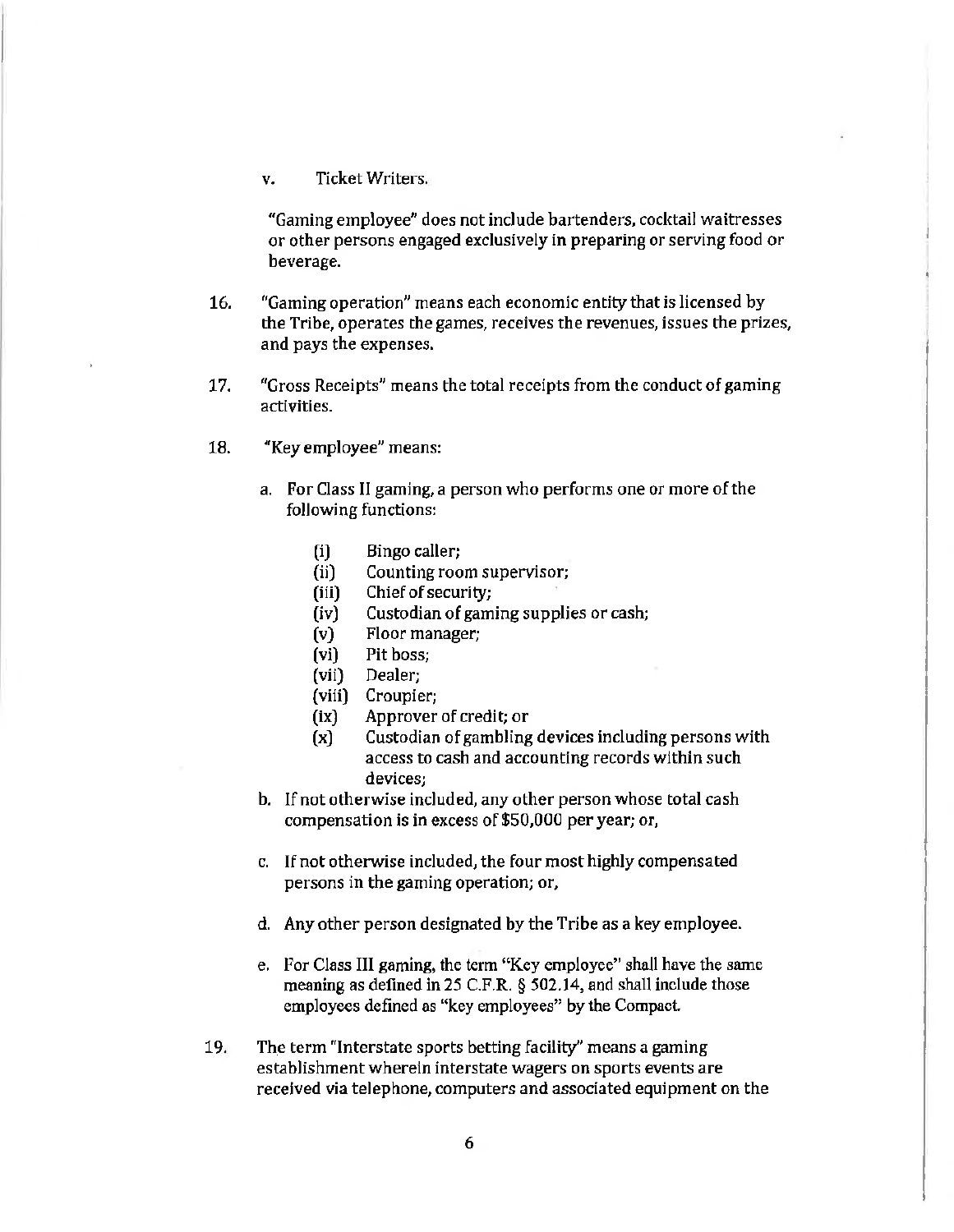v. Ticket Writers.

"Gaming employee" does not include bartenders, cocktail waitresses or other persons engaged exclusively in preparing or serving food or beverage.

16. "Gaming operation" means each economic entity that is licensed by the Tribe, operates the games, receives the revenues, issues the prizes, and pays the expenses.

17. "Gross Receipts" means the total receipts from the conduct of gaming activities.

18. "Key employee" means:

    a. For Class II gaming, a person who performs one or more of the following functions:

        (i) Bingo caller;
        (ii) Counting room supervisor;
        (iii) Chief of security;
        (iv) Custodian of gaming supplies or cash;
        (v) Floor manager;
        (vi) Pit boss;
        (vii) Dealer;
        (viii) Croupier;
        (ix) Approver of credit; or
        (x) Custodian of gambling devices including persons with access to cash and accounting records within such devices;

    b. If not otherwise included, any other person whose total cash compensation is in excess of $50,000 per year; or,

    c. If not otherwise included, the four most highly compensated persons in the gaming operation; or,

    d. Any other person designated by the Tribe as a key employee.

    e. For Class III gaming, the term "Key employee" shall have the same meaning as defined in 25 C.F.R. § 502.14, and shall include those employees defined as "key employees" by the Compact.

19. The term "Interstate sports betting facility" means a gaming establishment wherein interstate wagers on sports events are received via telephone, computers and associated equipment on the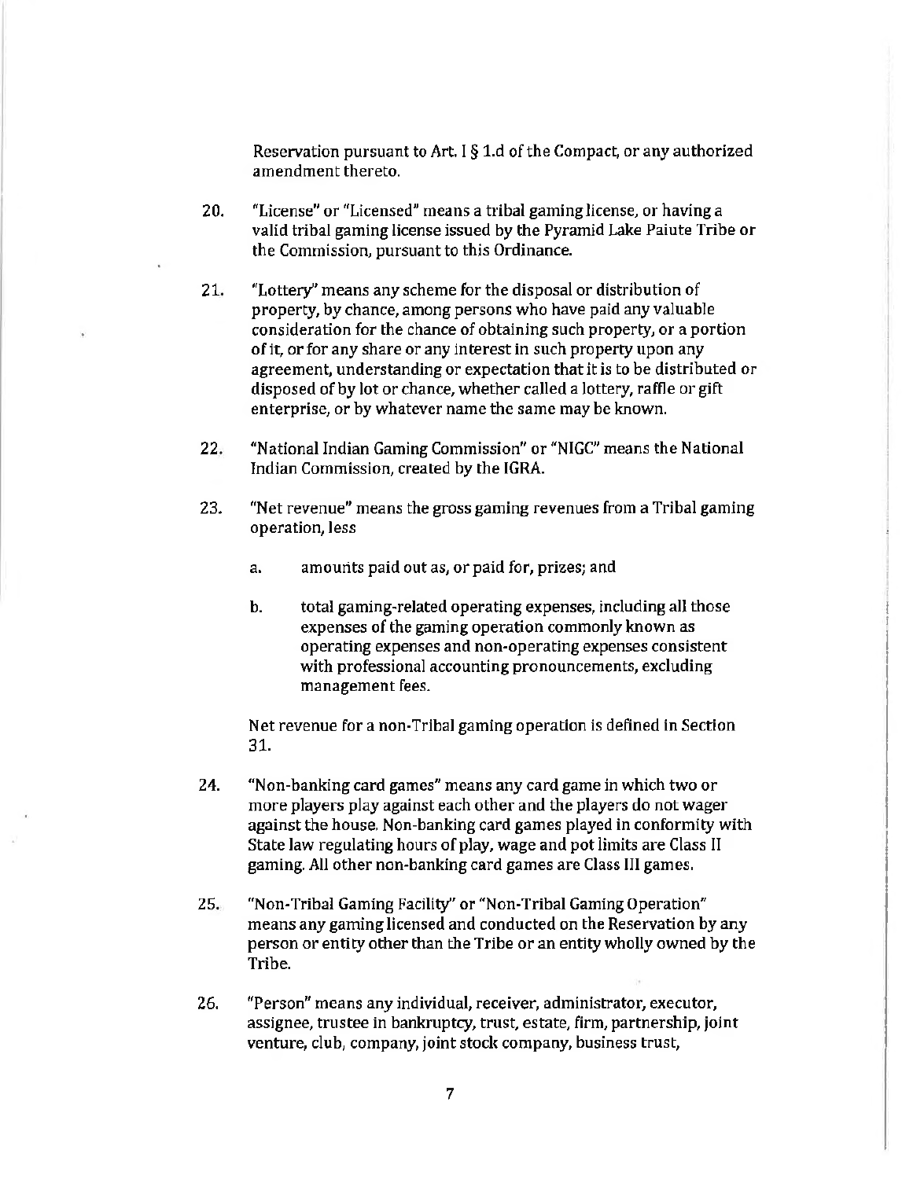Reservation pursuant to Art. I § 1.d of the Compact, or any authorized amendment thereto.

20. "License" or "Licensed" means a tribal gaming license, or having a valid tribal gaming license issued by the Pyramid Lake Paiute Tribe or the Commission, pursuant to this Ordinance.

21. "Lottery" means any scheme for the disposal or distribution of property, by chance, among persons who have paid any valuable consideration for the chance of obtaining such property, or a portion of it, or for any share or any interest in such property upon any agreement, understanding or expectation that it is to be distributed or disposed of by lot or chance, whether called a lottery, raffle or gift enterprise, or by whatever name the same may be known.

22. "National Indian Gaming Commission" or "NIGC" means the National Indian Commission, created by the IGRA.

23. "Net revenue" means the gross gaming revenues from a Tribal gaming operation, less

    a. amounts paid out as, or paid for, prizes; and

    b. total gaming-related operating expenses, including all those expenses of the gaming operation commonly known as operating expenses and non-operating expenses consistent with professional accounting pronouncements, excluding management fees.

    Net revenue for a non-Tribal gaming operation is defined in Section 31.

24. "Non-banking card games" means any card game in which two or more players play against each other and the players do not wager against the house. Non-banking card games played in conformity with State law regulating hours of play, wage and pot limits are Class II gaming. All other non-banking card games are Class III games.

25. "Non-Tribal Gaming Facility" or "Non-Tribal Gaming Operation" means any gaming licensed and conducted on the Reservation by any person or entity other than the Tribe or an entity wholly owned by the Tribe.

26. "Person" means any individual, receiver, administrator, executor, assignee, trustee in bankruptcy, trust, estate, firm, partnership, joint venture, club, company, joint stock company, business trust,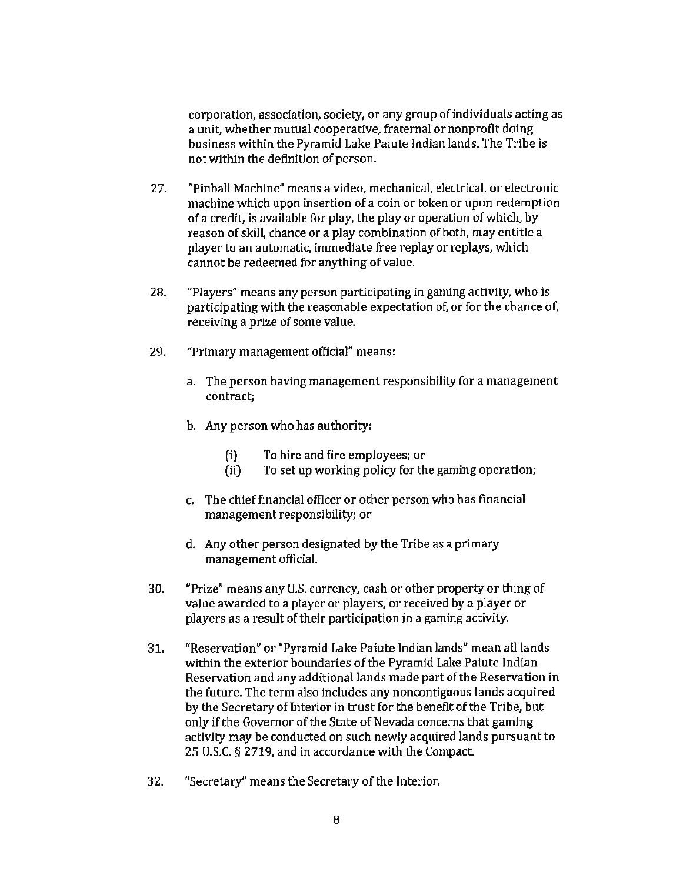corporation, association, society, or any group of individuals acting as a unit, whether mutual cooperative, fraternal or nonprofit doing business within the Pyramid Lake Paiute Indian lands. The Tribe is not within the definition of person.

27. "Pinball Machine" means a video, mechanical, electrical, or electronic machine which upon insertion of a coin or token or upon redemption of a credit, is available for play, the play or operation of which, by reason of skill, chance or a play combination of both, may entitle a player to an automatic, immediate free replay or replays, which cannot be redeemed for anything of value.

28. "Players" means any person participating in gaming activity, who is participating with the reasonable expectation of, or for the chance of, receiving a prize of some value.

29. "Primary management official" means:

    a. The person having management responsibility for a management contract;

    b. Any person who has authority:

        (i) To hire and fire employees; or
        (ii) To set up working policy for the gaming operation;

    c. The chief financial officer or other person who has financial management responsibility; or

    d. Any other person designated by the Tribe as a primary management official.

30. "Prize" means any U.S. currency, cash or other property or thing of value awarded to a player or players, or received by a player or players as a result of their participation in a gaming activity.

31. "Reservation" or "Pyramid Lake Paiute Indian lands" mean all lands within the exterior boundaries of the Pyramid Lake Paiute Indian Reservation and any additional lands made part of the Reservation in the future. The term also includes any noncontiguous lands acquired by the Secretary of Interior in trust for the benefit of the Tribe, but only if the Governor of the State of Nevada concerns that gaming activity may be conducted on such newly acquired lands pursuant to 25 U.S.C. § 2719, and in accordance with the Compact.

32. "Secretary" means the Secretary of the Interior.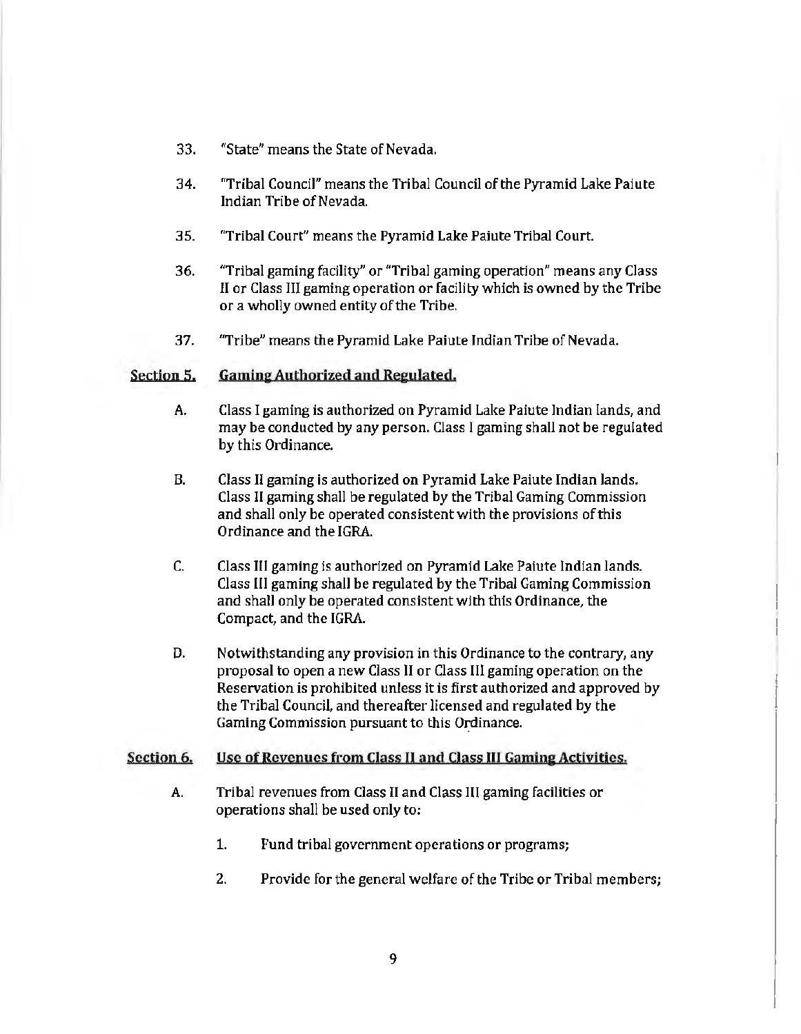33. "State" means the State of Nevada.

34. "Tribal Council" means the Tribal Council of the Pyramid Lake Paiute Indian Tribe of Nevada.

35. "Tribal Court" means the Pyramid Lake Paiute Tribal Court.

36. "Tribal gaming facility" or "Tribal gaming operation" means any Class II or Class III gaming operation or facility which is owned by the Tribe or a wholly owned entity of the Tribe.

37. "Tribe" means the Pyramid Lake Paiute Indian Tribe of Nevada.

## Section 5. Gaming Authorized and Regulated.

A. Class I gaming is authorized on Pyramid Lake Paiute Indian lands, and may be conducted by any person. Class I gaming shall not be regulated by this Ordinance.

B. Class II gaming is authorized on Pyramid Lake Paiute Indian lands. Class II gaming shall be regulated by the Tribal Gaming Commission and shall only be operated consistent with the provisions of this Ordinance and the IGRA.

C. Class III gaming is authorized on Pyramid Lake Paiute Indian lands. Class III gaming shall be regulated by the Tribal Gaming Commission and shall only be operated consistent with this Ordinance, the Compact, and the IGRA.

D. Notwithstanding any provision in this Ordinance to the contrary, any proposal to open a new Class II or Class III gaming operation on the Reservation is prohibited unless it is first authorized and approved by the Tribal Council, and thereafter licensed and regulated by the Gaming Commission pursuant to this Ordinance.

## Section 6. Use of Revenues from Class II and Class III Gaming Activities.

A. Tribal revenues from Class II and Class III gaming facilities or operations shall be used only to:

1. Fund tribal government operations or programs;

2. Provide for the general welfare of the Tribe or Tribal members;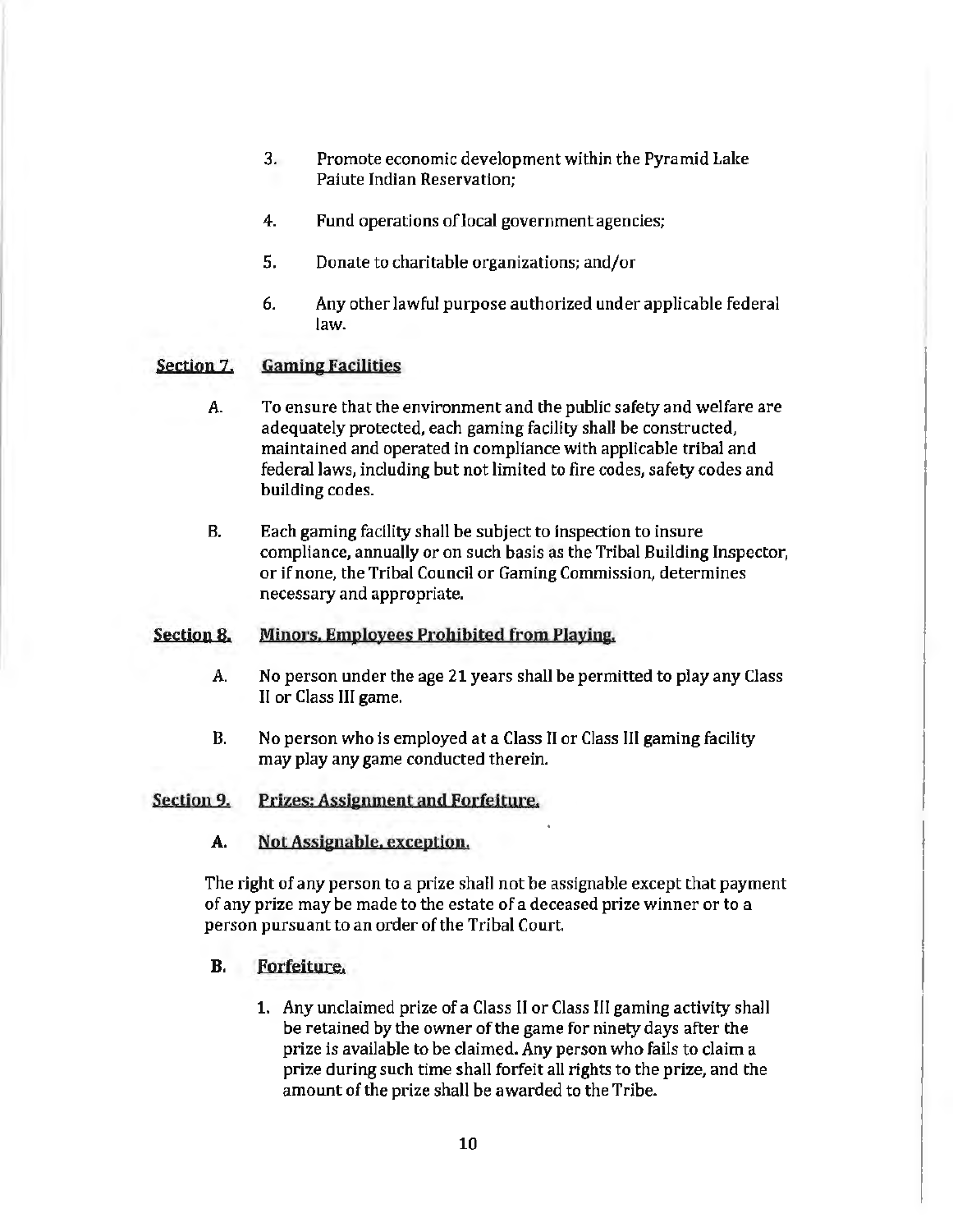3. Promote economic development within the Pyramid Lake Paiute Indian Reservation;

4. Fund operations of local government agencies;

5. Donate to charitable organizations; and/or

6. Any other lawful purpose authorized under applicable federal law.

## Section 7. Gaming Facilities

A. To ensure that the environment and the public safety and welfare are adequately protected, each gaming facility shall be constructed, maintained and operated in compliance with applicable tribal and federal laws, including but not limited to fire codes, safety codes and building codes.

B. Each gaming facility shall be subject to inspection to insure compliance, annually or on such basis as the Tribal Building Inspector, or if none, the Tribal Council or Gaming Commission, determines necessary and appropriate.

## Section 8. Minors, Employees Prohibited from Playing.

A. No person under the age 21 years shall be permitted to play any Class II or Class III game.

B. No person who is employed at a Class II or Class III gaming facility may play any game conducted therein.

## Section 9. Prizes: Assignment and Forfeiture.

### A. Not Assignable, exception.

The right of any person to a prize shall not be assignable except that payment of any prize may be made to the estate of a deceased prize winner or to a person pursuant to an order of the Tribal Court.

### B. Forfeiture.

1. Any unclaimed prize of a Class II or Class III gaming activity shall be retained by the owner of the game for ninety days after the prize is available to be claimed. Any person who fails to claim a prize during such time shall forfeit all rights to the prize, and the amount of the prize shall be awarded to the Tribe.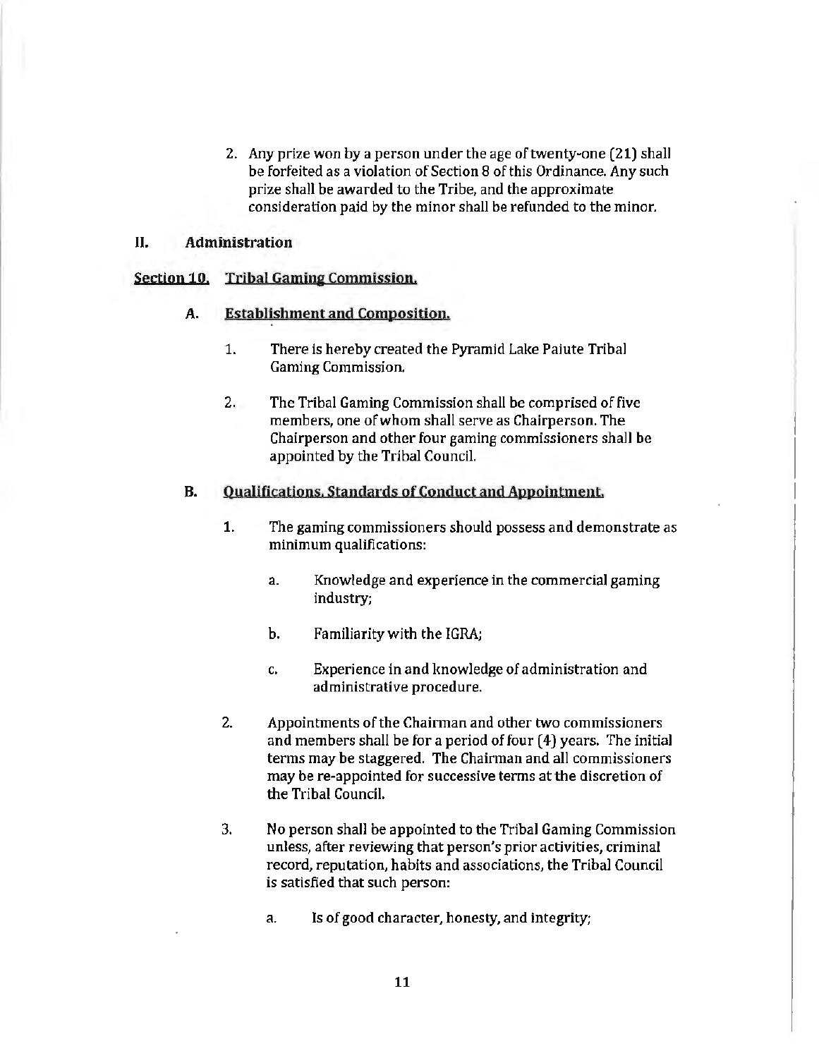2. Any prize won by a person under the age of twenty-one (21) shall be forfeited as a violation of Section 8 of this Ordinance. Any such prize shall be awarded to the Tribe, and the approximate consideration paid by the minor shall be refunded to the minor.

## II. Administration

### Section 10. Tribal Gaming Commission.

#### A. Establishment and Composition.

1. There is hereby created the Pyramid Lake Paiute Tribal Gaming Commission.

2. The Tribal Gaming Commission shall be comprised of five members, one of whom shall serve as Chairperson. The Chairperson and other four gaming commissioners shall be appointed by the Tribal Council.

#### B. Qualifications, Standards of Conduct and Appointment.

1. The gaming commissioners should possess and demonstrate as minimum qualifications:

   a. Knowledge and experience in the commercial gaming industry;

   b. Familiarity with the IGRA;

   c. Experience in and knowledge of administration and administrative procedure.

2. Appointments of the Chairman and other two commissioners and members shall be for a period of four (4) years. The initial terms may be staggered. The Chairman and all commissioners may be re-appointed for successive terms at the discretion of the Tribal Council.

3. No person shall be appointed to the Tribal Gaming Commission unless, after reviewing that person's prior activities, criminal record, reputation, habits and associations, the Tribal Council is satisfied that such person:

   a. Is of good character, honesty, and integrity;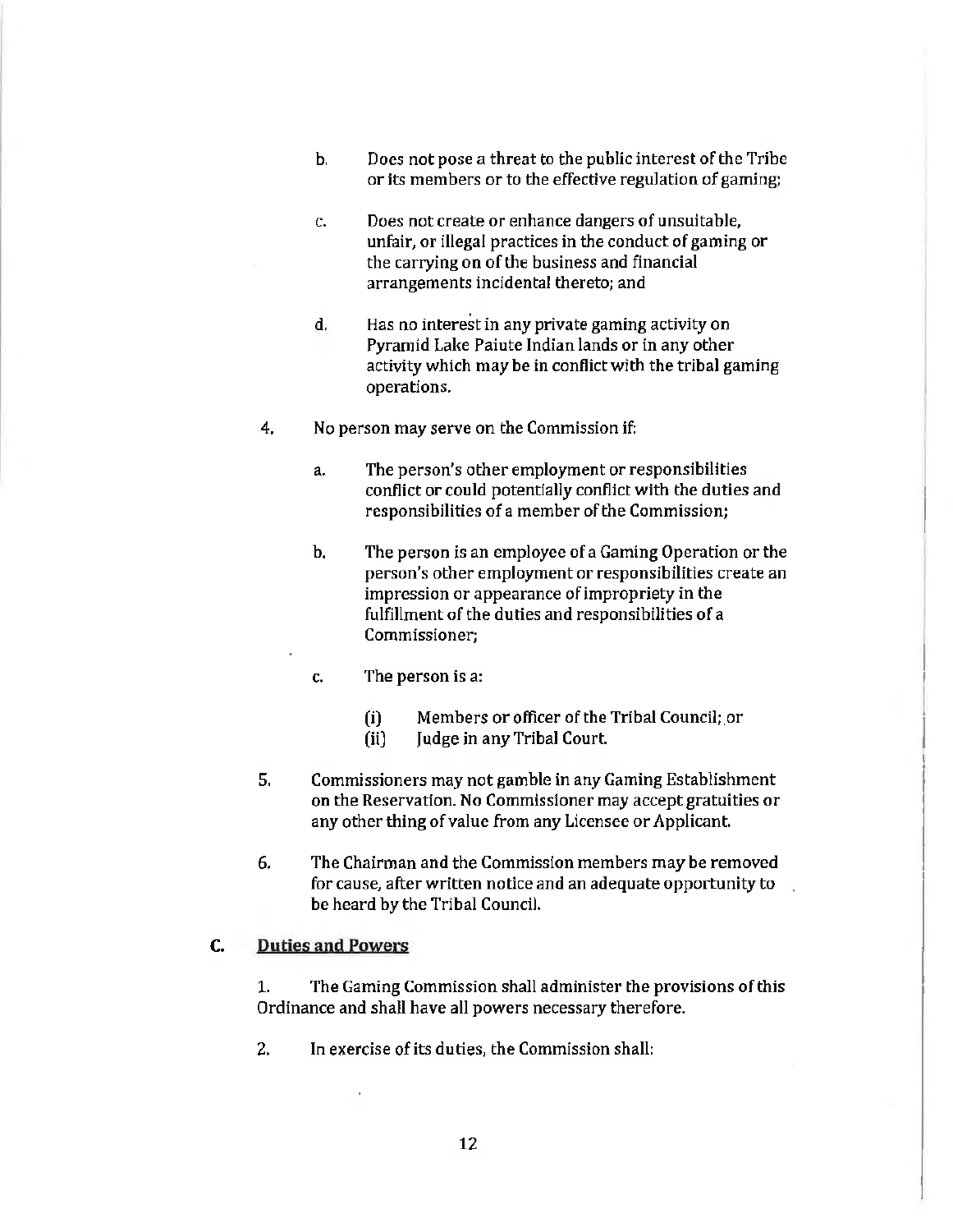b. Does not pose a threat to the public interest of the Tribe or its members or to the effective regulation of gaming;

c. Does not create or enhance dangers of unsuitable, unfair, or illegal practices in the conduct of gaming or the carrying on of the business and financial arrangements incidental thereto; and

d. Has no interest in any private gaming activity on Pyramid Lake Paiute Indian lands or in any other activity which may be in conflict with the tribal gaming operations.

4. No person may serve on the Commission if:

   a. The person's other employment or responsibilities conflict or could potentially conflict with the duties and responsibilities of a member of the Commission;

   b. The person is an employee of a Gaming Operation or the person's other employment or responsibilities create an impression or appearance of impropriety in the fulfillment of the duties and responsibilities of a Commissioner;

   c. The person is a:

      (i) Members or officer of the Tribal Council; or
      (ii) Judge in any Tribal Court.

5. Commissioners may not gamble in any Gaming Establishment on the Reservation. No Commissioner may accept gratuities or any other thing of value from any Licensee or Applicant.

6. The Chairman and the Commission members may be removed for cause, after written notice and an adequate opportunity to be heard by the Tribal Council.

## C. Duties and Powers

1. The Gaming Commission shall administer the provisions of this Ordinance and shall have all powers necessary therefore.

2. In exercise of its duties, the Commission shall: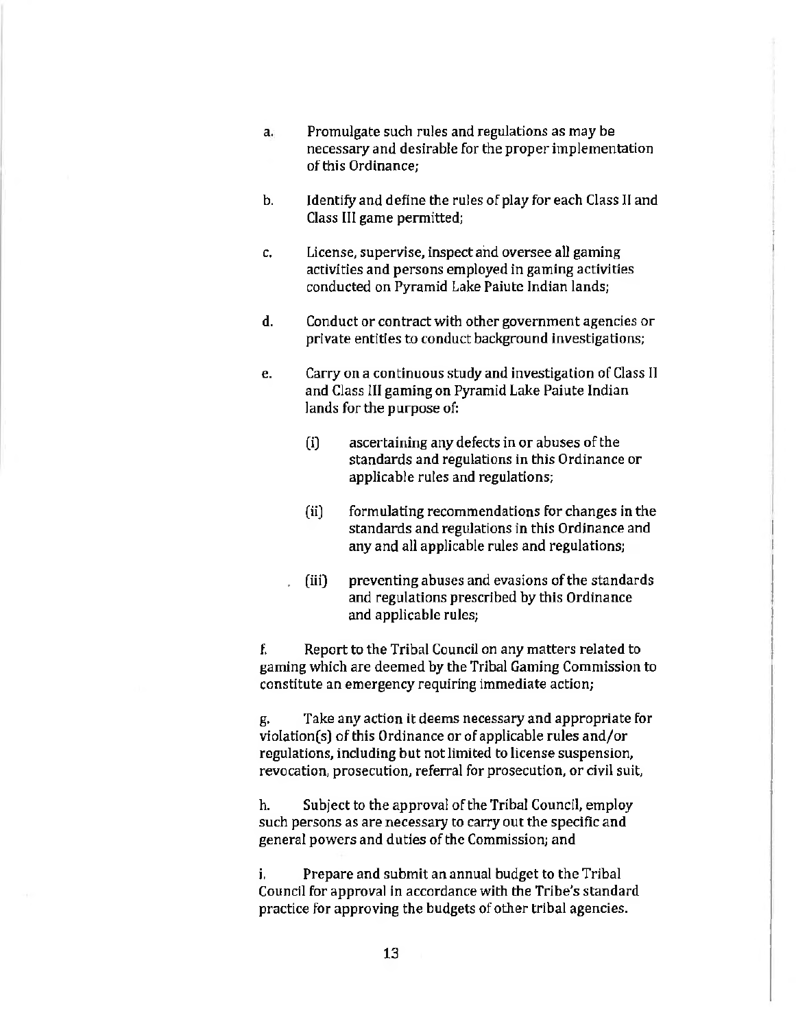a. Promulgate such rules and regulations as may be necessary and desirable for the proper implementation of this Ordinance;

b. Identify and define the rules of play for each Class II and Class III game permitted;

c. License, supervise, inspect and oversee all gaming activities and persons employed in gaming activities conducted on Pyramid Lake Paiute Indian lands;

d. Conduct or contract with other government agencies or private entities to conduct background investigations;

e. Carry on a continuous study and investigation of Class II and Class III gaming on Pyramid Lake Paiute Indian lands for the purpose of:

   (i) ascertaining any defects in or abuses of the standards and regulations in this Ordinance or applicable rules and regulations;

   (ii) formulating recommendations for changes in the standards and regulations in this Ordinance and any and all applicable rules and regulations;

   (iii) preventing abuses and evasions of the standards and regulations prescribed by this Ordinance and applicable rules;

f. Report to the Tribal Council on any matters related to gaming which are deemed by the Tribal Gaming Commission to constitute an emergency requiring immediate action;

g. Take any action it deems necessary and appropriate for violation(s) of this Ordinance or of applicable rules and/or regulations, including but not limited to license suspension, revocation, prosecution, referral for prosecution, or civil suit,

h. Subject to the approval of the Tribal Council, employ such persons as are necessary to carry out the specific and general powers and duties of the Commission; and

i. Prepare and submit an annual budget to the Tribal Council for approval in accordance with the Tribe's standard practice for approving the budgets of other tribal agencies.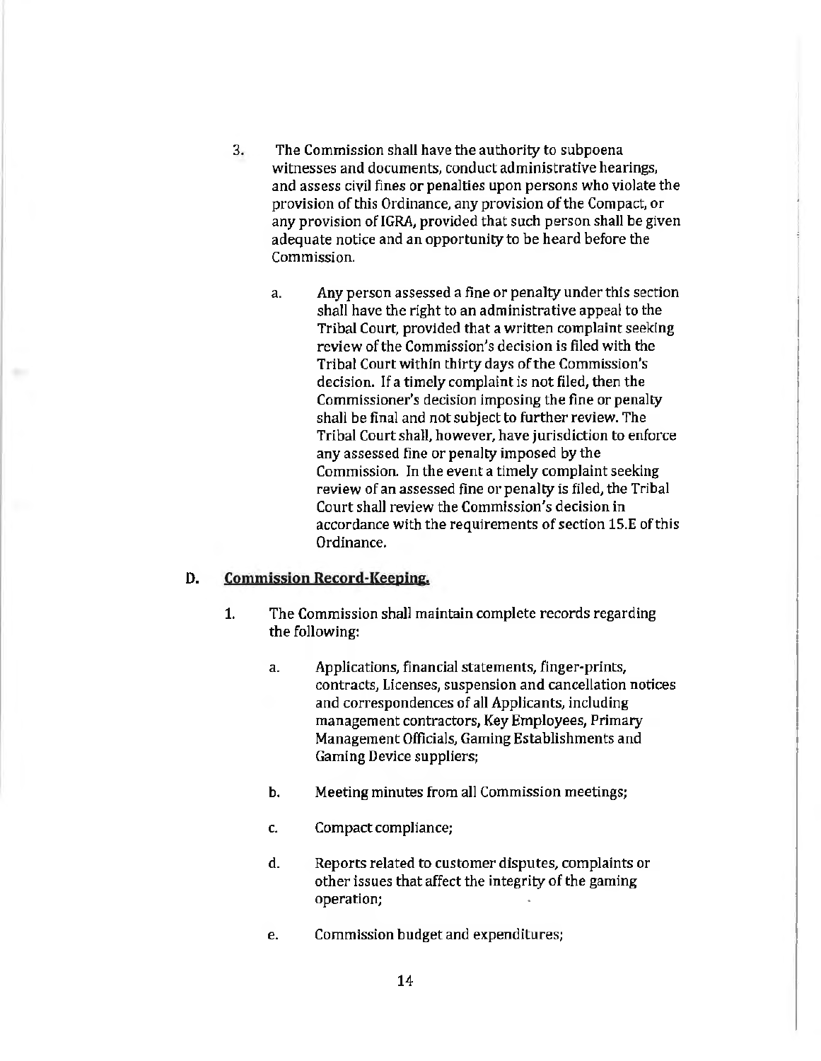3. The Commission shall have the authority to subpoena witnesses and documents, conduct administrative hearings, and assess civil fines or penalties upon persons who violate the provision of this Ordinance, any provision of the Compact, or any provision of IGRA, provided that such person shall be given adequate notice and an opportunity to be heard before the Commission.

   a. Any person assessed a fine or penalty under this section shall have the right to an administrative appeal to the Tribal Court, provided that a written complaint seeking review of the Commission's decision is filed with the Tribal Court within thirty days of the Commission's decision. If a timely complaint is not filed, then the Commissioner's decision imposing the fine or penalty shall be final and not subject to further review. The Tribal Court shall, however, have jurisdiction to enforce any assessed fine or penalty imposed by the Commission. In the event a timely complaint seeking review of an assessed fine or penalty is filed, the Tribal Court shall review the Commission's decision in accordance with the requirements of section 15.E of this Ordinance.

## D. Commission Record-Keeping.

1. The Commission shall maintain complete records regarding the following:

   a. Applications, financial statements, finger-prints, contracts, Licenses, suspension and cancellation notices and correspondences of all Applicants, including management contractors, Key Employees, Primary Management Officials, Gaming Establishments and Gaming Device suppliers;

   b. Meeting minutes from all Commission meetings;

   c. Compact compliance;

   d. Reports related to customer disputes, complaints or other issues that affect the integrity of the gaming operation;

   e. Commission budget and expenditures;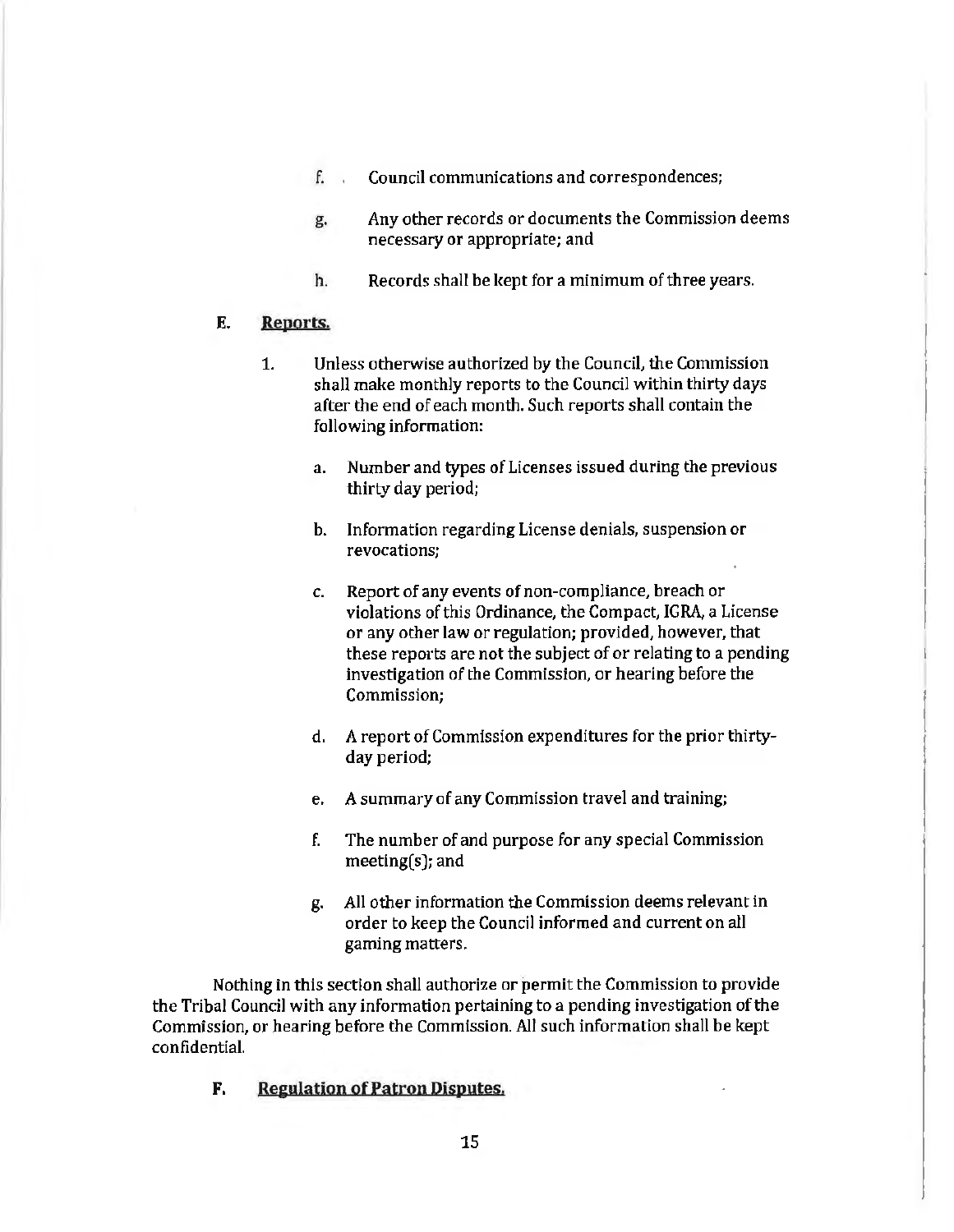f. Council communications and correspondences;

g. Any other records or documents the Commission deems necessary or appropriate; and

h. Records shall be kept for a minimum of three years.

**E. Reports.**

1. Unless otherwise authorized by the Council, the Commission shall make monthly reports to the Council within thirty days after the end of each month. Such reports shall contain the following information:

   a. Number and types of Licenses issued during the previous thirty day period;

   b. Information regarding License denials, suspension or revocations;

   c. Report of any events of non-compliance, breach or violations of this Ordinance, the Compact, IGRA, a License or any other law or regulation; provided, however, that these reports are not the subject of or relating to a pending investigation of the Commission, or hearing before the Commission;

   d. A report of Commission expenditures for the prior thirty-day period;

   e. A summary of any Commission travel and training;

   f. The number of and purpose for any special Commission meeting(s); and

   g. All other information the Commission deems relevant in order to keep the Council informed and current on all gaming matters.

Nothing in this section shall authorize or permit the Commission to provide the Tribal Council with any information pertaining to a pending investigation of the Commission, or hearing before the Commission. All such information shall be kept confidential.

**F. Regulation of Patron Disputes.**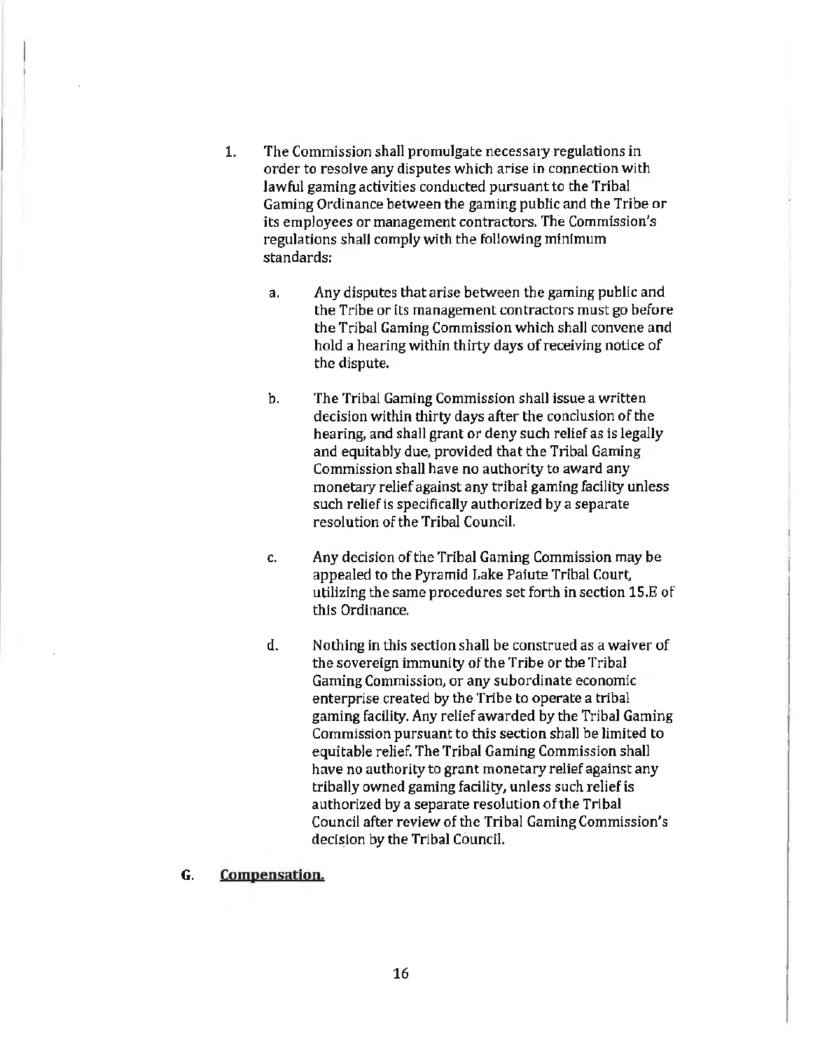1. The Commission shall promulgate necessary regulations in order to resolve any disputes which arise in connection with lawful gaming activities conducted pursuant to the Tribal Gaming Ordinance between the gaming public and the Tribe or its employees or management contractors. The Commission's regulations shall comply with the following minimum standards:

   a. Any disputes that arise between the gaming public and the Tribe or its management contractors must go before the Tribal Gaming Commission which shall convene and hold a hearing within thirty days of receiving notice of the dispute.

   b. The Tribal Gaming Commission shall issue a written decision within thirty days after the conclusion of the hearing, and shall grant or deny such relief as is legally and equitably due, provided that the Tribal Gaming Commission shall have no authority to award any monetary relief against any tribal gaming facility unless such relief is specifically authorized by a separate resolution of the Tribal Council.

   c. Any decision of the Tribal Gaming Commission may be appealed to the Pyramid Lake Paiute Tribal Court, utilizing the same procedures set forth in section 15.E of this Ordinance.

   d. Nothing in this section shall be construed as a waiver of the sovereign immunity of the Tribe or the Tribal Gaming Commission, or any subordinate economic enterprise created by the Tribe to operate a tribal gaming facility. Any relief awarded by the Tribal Gaming Commission pursuant to this section shall be limited to equitable relief. The Tribal Gaming Commission shall have no authority to grant monetary relief against any tribally owned gaming facility, unless such relief is authorized by a separate resolution of the Tribal Council after review of the Tribal Gaming Commission's decision by the Tribal Council.

**G. Compensation.**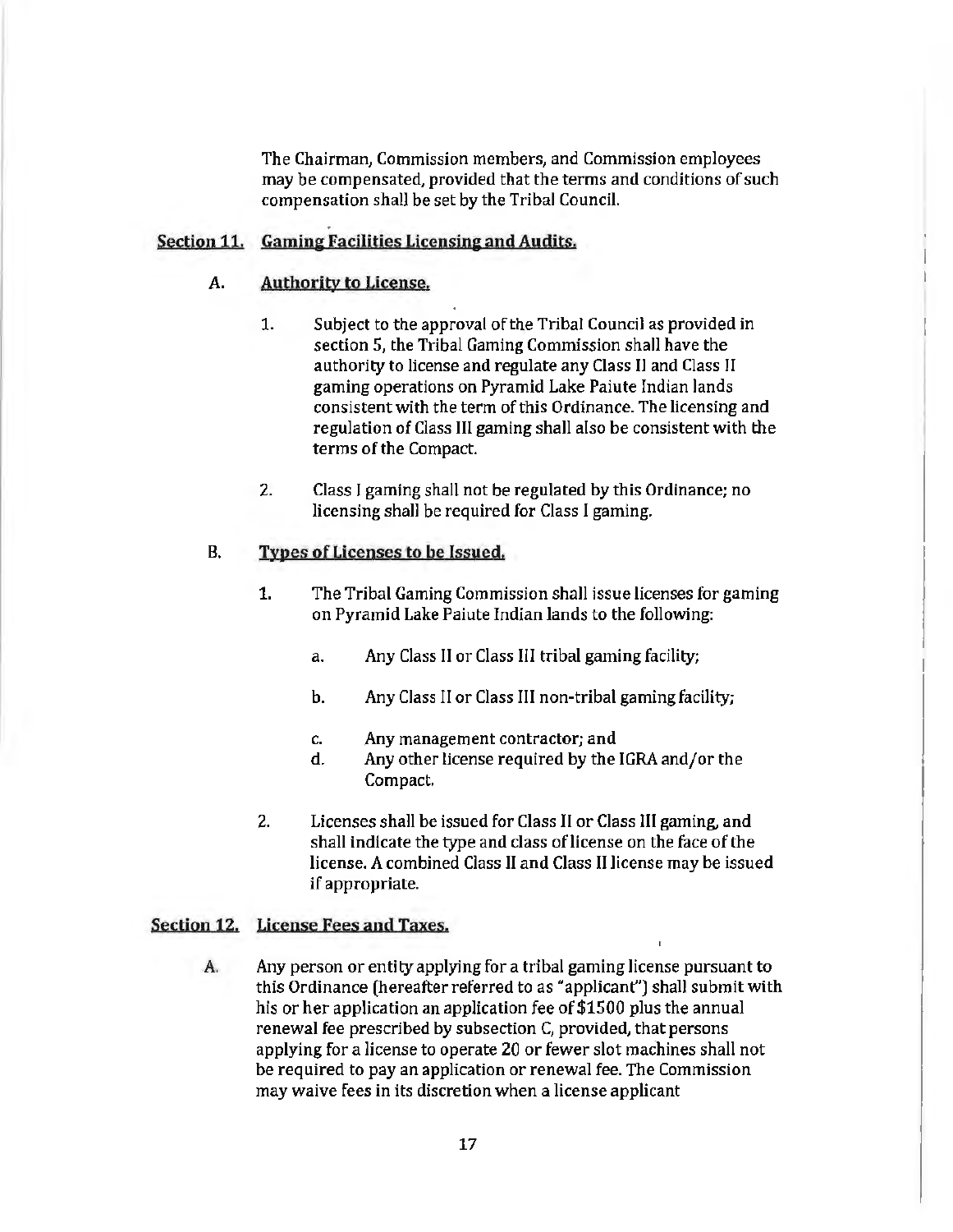The Chairman, Commission members, and Commission employees may be compensated, provided that the terms and conditions of such compensation shall be set by the Tribal Council.

## Section 11. Gaming Facilities Licensing and Audits.

### A. Authority to License.

1. Subject to the approval of the Tribal Council as provided in section 5, the Tribal Gaming Commission shall have the authority to license and regulate any Class II and Class II gaming operations on Pyramid Lake Paiute Indian lands consistent with the term of this Ordinance. The licensing and regulation of Class III gaming shall also be consistent with the terms of the Compact.

2. Class I gaming shall not be regulated by this Ordinance; no licensing shall be required for Class I gaming.

### B. Types of Licenses to be Issued.

1. The Tribal Gaming Commission shall issue licenses for gaming on Pyramid Lake Paiute Indian lands to the following:

   a. Any Class II or Class III tribal gaming facility;

   b. Any Class II or Class III non-tribal gaming facility;

   c. Any management contractor; and

   d. Any other license required by the IGRA and/or the Compact.

2. Licenses shall be issued for Class II or Class III gaming, and shall indicate the type and class of license on the face of the license. A combined Class II and Class II license may be issued if appropriate.

## Section 12. License Fees and Taxes.

A. Any person or entity applying for a tribal gaming license pursuant to this Ordinance (hereafter referred to as "applicant") shall submit with his or her application an application fee of $1500 plus the annual renewal fee prescribed by subsection C, provided, that persons applying for a license to operate 20 or fewer slot machines shall not be required to pay an application or renewal fee. The Commission may waive fees in its discretion when a license applicant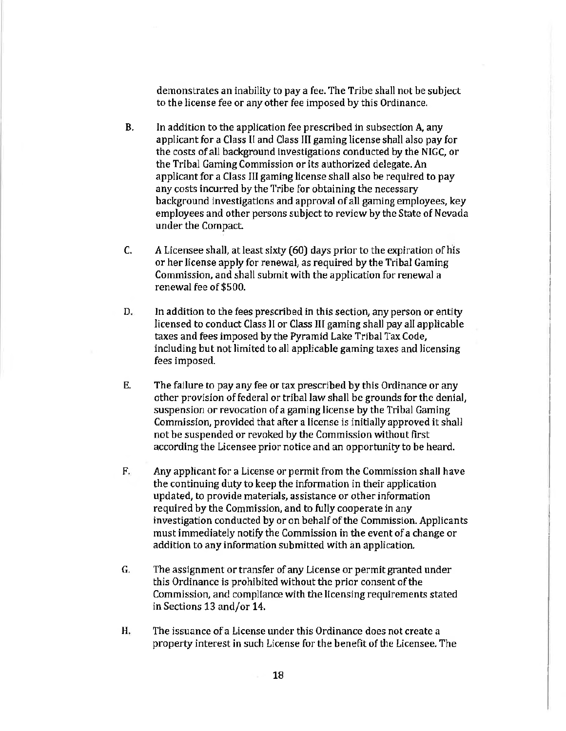demonstrates an inability to pay a fee. The Tribe shall not be subject to the license fee or any other fee imposed by this Ordinance.

B. In addition to the application fee prescribed in subsection A, any applicant for a Class II and Class III gaming license shall also pay for the costs of all background investigations conducted by the NIGC, or the Tribal Gaming Commission or its authorized delegate. An applicant for a Class III gaming license shall also be required to pay any costs incurred by the Tribe for obtaining the necessary background investigations and approval of all gaming employees, key employees and other persons subject to review by the State of Nevada under the Compact.

C. A Licensee shall, at least sixty (60) days prior to the expiration of his or her license apply for renewal, as required by the Tribal Gaming Commission, and shall submit with the application for renewal a renewal fee of $500.

D. In addition to the fees prescribed in this section, any person or entity licensed to conduct Class II or Class III gaming shall pay all applicable taxes and fees imposed by the Pyramid Lake Tribal Tax Code, including but not limited to all applicable gaming taxes and licensing fees imposed.

E. The failure to pay any fee or tax prescribed by this Ordinance or any other provision of federal or tribal law shall be grounds for the denial, suspension or revocation of a gaming license by the Tribal Gaming Commission, provided that after a license is initially approved it shall not be suspended or revoked by the Commission without first according the Licensee prior notice and an opportunity to be heard.

F. Any applicant for a License or permit from the Commission shall have the continuing duty to keep the information in their application updated, to provide materials, assistance or other information required by the Commission, and to fully cooperate in any investigation conducted by or on behalf of the Commission. Applicants must immediately notify the Commission in the event of a change or addition to any information submitted with an application.

G. The assignment or transfer of any License or permit granted under this Ordinance is prohibited without the prior consent of the Commission, and compliance with the licensing requirements stated in Sections 13 and/or 14.

H. The issuance of a License under this Ordinance does not create a property interest in such License for the benefit of the Licensee. The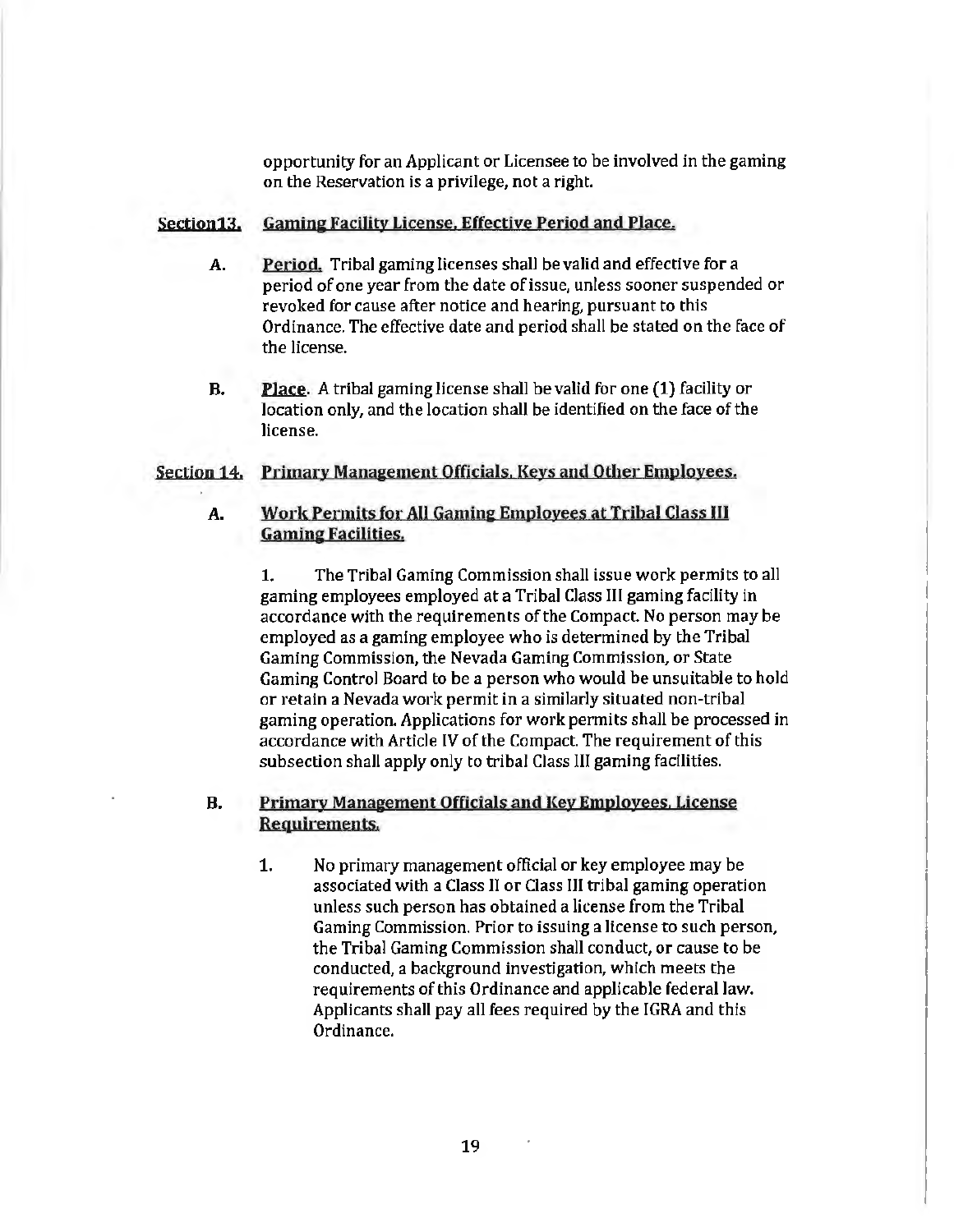opportunity for an Applicant or Licensee to be involved in the gaming on the Reservation is a privilege, not a right.

## Section13. Gaming Facility License, Effective Period and Place.

**A. Period.** Tribal gaming licenses shall be valid and effective for a period of one year from the date of issue, unless sooner suspended or revoked for cause after notice and hearing, pursuant to this Ordinance. The effective date and period shall be stated on the face of the license.

**B. Place.** A tribal gaming license shall be valid for one (1) facility or location only, and the location shall be identified on the face of the license.

## Section 14. Primary Management Officials, Keys and Other Employees.

### A. Work Permits for All Gaming Employees at Tribal Class III Gaming Facilities.

1. The Tribal Gaming Commission shall issue work permits to all gaming employees employed at a Tribal Class III gaming facility in accordance with the requirements of the Compact. No person may be employed as a gaming employee who is determined by the Tribal Gaming Commission, the Nevada Gaming Commission, or State Gaming Control Board to be a person who would be unsuitable to hold or retain a Nevada work permit in a similarly situated non-tribal gaming operation. Applications for work permits shall be processed in accordance with Article IV of the Compact. The requirement of this subsection shall apply only to tribal Class III gaming facilities.

### B. Primary Management Officials and Key Employees, License Requirements.

1. No primary management official or key employee may be associated with a Class II or Class III tribal gaming operation unless such person has obtained a license from the Tribal Gaming Commission. Prior to issuing a license to such person, the Tribal Gaming Commission shall conduct, or cause to be conducted, a background investigation, which meets the requirements of this Ordinance and applicable federal law. Applicants shall pay all fees required by the IGRA and this Ordinance.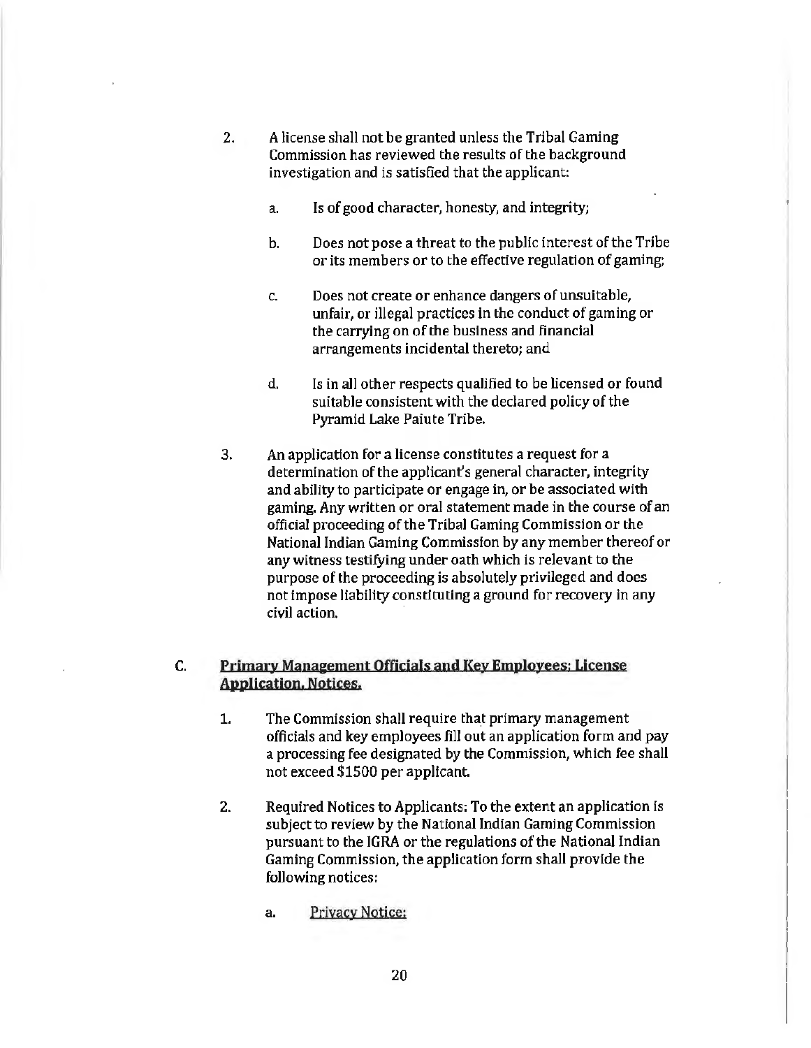2. A license shall not be granted unless the Tribal Gaming Commission has reviewed the results of the background investigation and is satisfied that the applicant:

   a. Is of good character, honesty, and integrity;

   b. Does not pose a threat to the public interest of the Tribe or its members or to the effective regulation of gaming;

   c. Does not create or enhance dangers of unsuitable, unfair, or illegal practices in the conduct of gaming or the carrying on of the business and financial arrangements incidental thereto; and

   d. Is in all other respects qualified to be licensed or found suitable consistent with the declared policy of the Pyramid Lake Paiute Tribe.

3. An application for a license constitutes a request for a determination of the applicant's general character, integrity and ability to participate or engage in, or be associated with gaming. Any written or oral statement made in the course of an official proceeding of the Tribal Gaming Commission or the National Indian Gaming Commission by any member thereof or any witness testifying under oath which is relevant to the purpose of the proceeding is absolutely privileged and does not impose liability constituting a ground for recovery in any civil action.

C. <u>**Primary Management Officials and Key Employees; License Application, Notices.**</u>

1. The Commission shall require that primary management officials and key employees fill out an application form and pay a processing fee designated by the Commission, which fee shall not exceed $1500 per applicant.

2. Required Notices to Applicants: To the extent an application is subject to review by the National Indian Gaming Commission pursuant to the IGRA or the regulations of the National Indian Gaming Commission, the application form shall provide the following notices:

   a. <u>Privacy Notice:</u>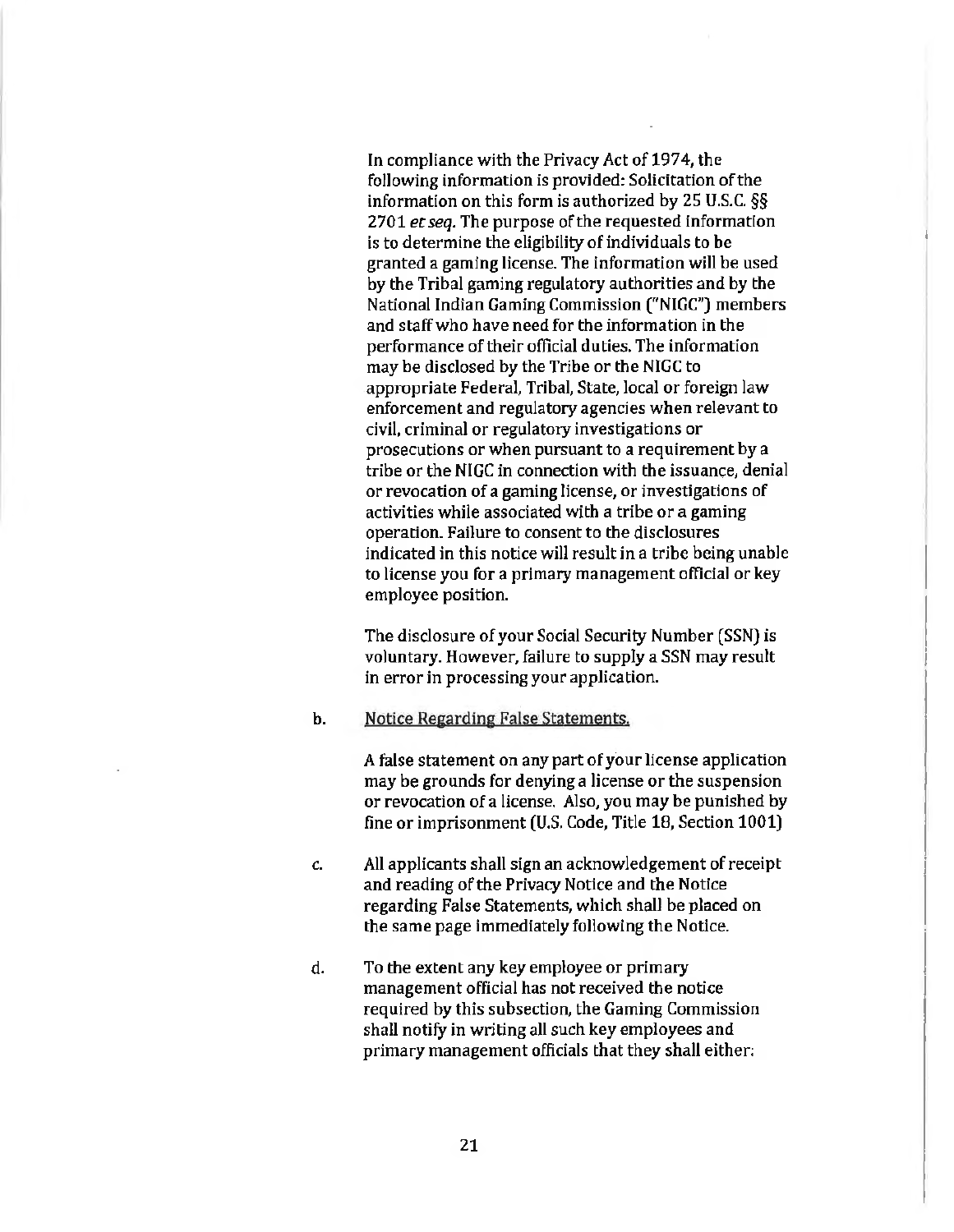In compliance with the Privacy Act of 1974, the following information is provided: Solicitation of the information on this form is authorized by 25 U.S.C. §§ 2701 *et seq.* The purpose of the requested information is to determine the eligibility of individuals to be granted a gaming license. The information will be used by the Tribal gaming regulatory authorities and by the National Indian Gaming Commission ("NIGC") members and staff who have need for the information in the performance of their official duties. The information may be disclosed by the Tribe or the NIGC to appropriate Federal, Tribal, State, local or foreign law enforcement and regulatory agencies when relevant to civil, criminal or regulatory investigations or prosecutions or when pursuant to a requirement by a tribe or the NIGC in connection with the issuance, denial or revocation of a gaming license, or investigations of activities while associated with a tribe or a gaming operation. Failure to consent to the disclosures indicated in this notice will result in a tribe being unable to license you for a primary management official or key employee position.

The disclosure of your Social Security Number (SSN) is voluntary. However, failure to supply a SSN may result in error in processing your application.

b. Notice Regarding False Statements.

A false statement on any part of your license application may be grounds for denying a license or the suspension or revocation of a license. Also, you may be punished by fine or imprisonment (U.S. Code, Title 18, Section 1001)

c. All applicants shall sign an acknowledgement of receipt and reading of the Privacy Notice and the Notice regarding False Statements, which shall be placed on the same page immediately following the Notice.

d. To the extent any key employee or primary management official has not received the notice required by this subsection, the Gaming Commission shall notify in writing all such key employees and primary management officials that they shall either: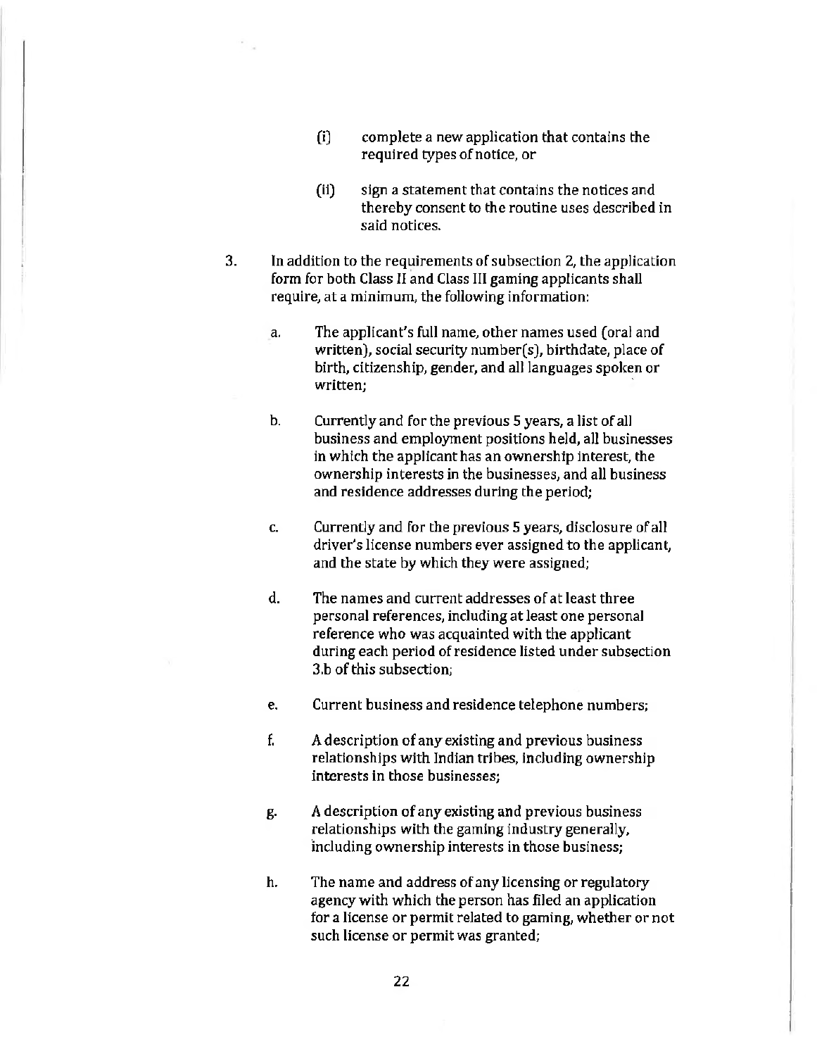(i) complete a new application that contains the required types of notice, or

(ii) sign a statement that contains the notices and thereby consent to the routine uses described in said notices.

3. In addition to the requirements of subsection 2, the application form for both Class II and Class III gaming applicants shall require, at a minimum, the following information:

   a. The applicant's full name, other names used (oral and written), social security number(s), birthdate, place of birth, citizenship, gender, and all languages spoken or written;

   b. Currently and for the previous 5 years, a list of all business and employment positions held, all businesses in which the applicant has an ownership interest, the ownership interests in the businesses, and all business and residence addresses during the period;

   c. Currently and for the previous 5 years, disclosure of all driver's license numbers ever assigned to the applicant, and the state by which they were assigned;

   d. The names and current addresses of at least three personal references, including at least one personal reference who was acquainted with the applicant during each period of residence listed under subsection 3.b of this subsection;

   e. Current business and residence telephone numbers;

   f. A description of any existing and previous business relationships with Indian tribes, including ownership interests in those businesses;

   g. A description of any existing and previous business relationships with the gaming industry generally, including ownership interests in those business;

   h. The name and address of any licensing or regulatory agency with which the person has filed an application for a license or permit related to gaming, whether or not such license or permit was granted;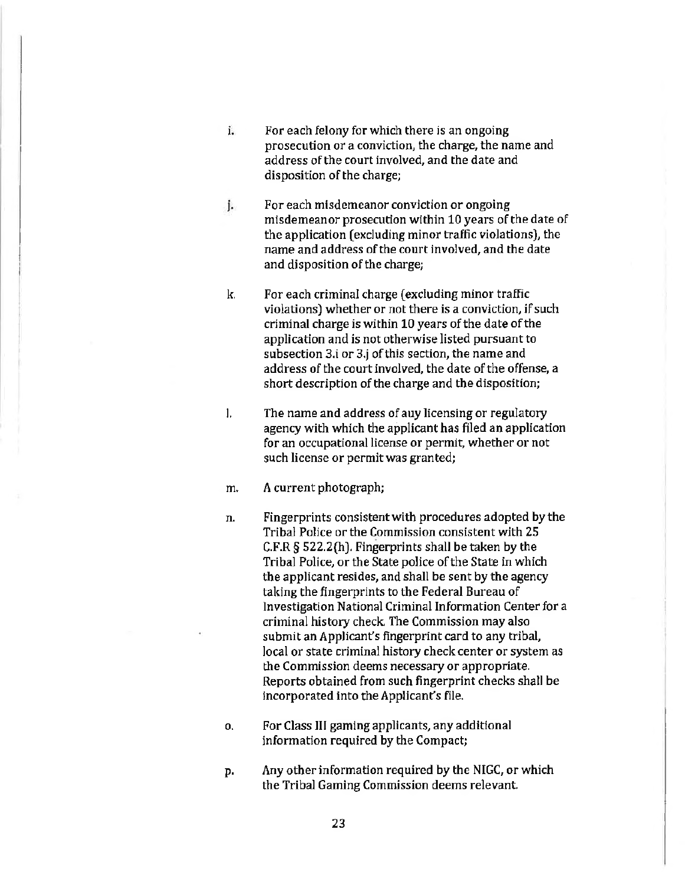i. For each felony for which there is an ongoing prosecution or a conviction, the charge, the name and address of the court involved, and the date and disposition of the charge;

j. For each misdemeanor conviction or ongoing misdemeanor prosecution within 10 years of the date of the application (excluding minor traffic violations), the name and address of the court involved, and the date and disposition of the charge;

k. For each criminal charge (excluding minor traffic violations) whether or not there is a conviction, if such criminal charge is within 10 years of the date of the application and is not otherwise listed pursuant to subsection 3.i or 3.j of this section, the name and address of the court involved, the date of the offense, a short description of the charge and the disposition;

l. The name and address of any licensing or regulatory agency with which the applicant has filed an application for an occupational license or permit, whether or not such license or permit was granted;

m. A current photograph;

n. Fingerprints consistent with procedures adopted by the Tribal Police or the Commission consistent with 25 C.F.R § 522.2(h). Fingerprints shall be taken by the Tribal Police, or the State police of the State in which the applicant resides, and shall be sent by the agency taking the fingerprints to the Federal Bureau of Investigation National Criminal Information Center for a criminal history check. The Commission may also submit an Applicant's fingerprint card to any tribal, local or state criminal history check center or system as the Commission deems necessary or appropriate. Reports obtained from such fingerprint checks shall be incorporated into the Applicant's file.

o. For Class III gaming applicants, any additional information required by the Compact;

p. Any other information required by the NIGC, or which the Tribal Gaming Commission deems relevant.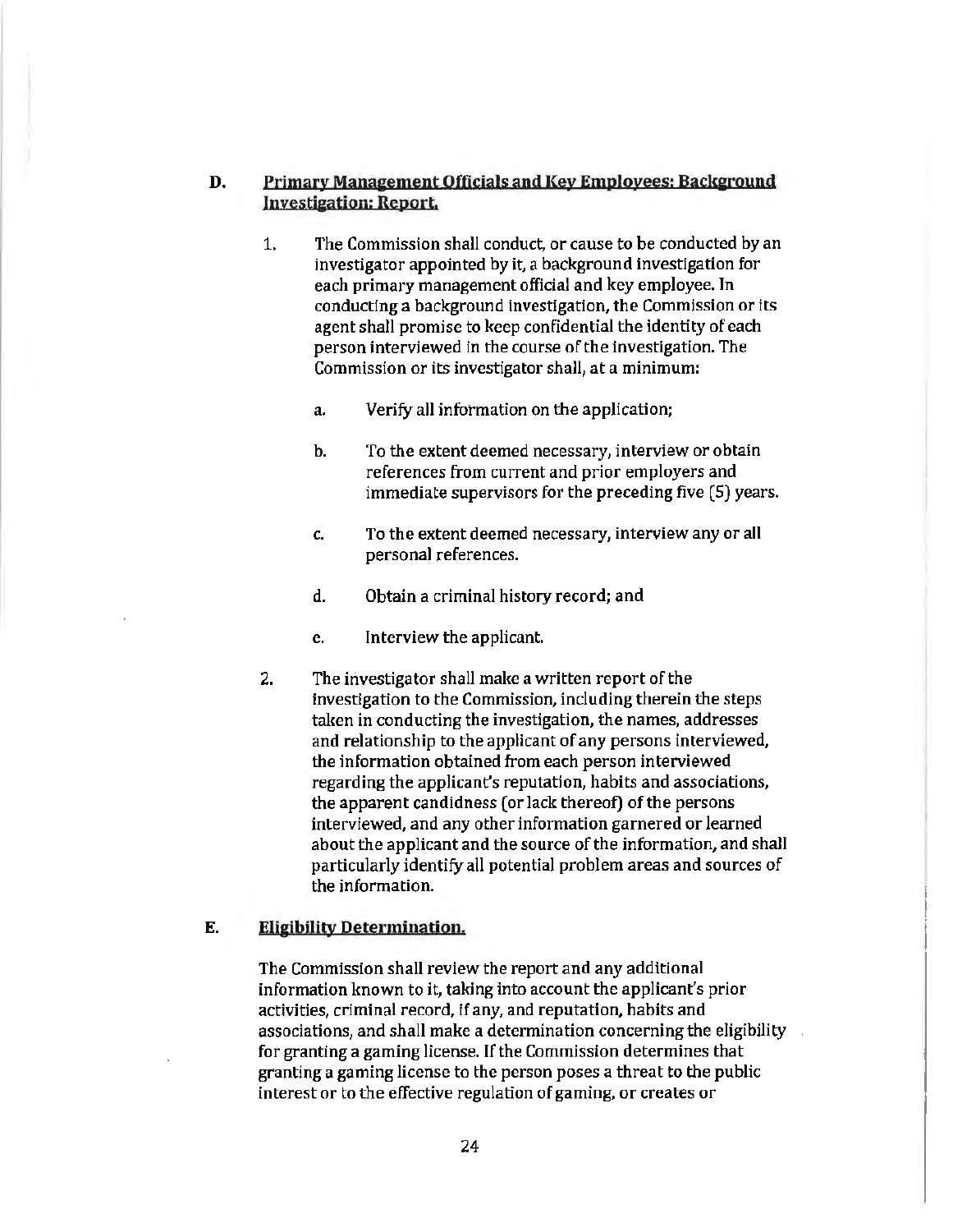## D. Primary Management Officials and Key Employees: Background Investigation: Report.

1. The Commission shall conduct, or cause to be conducted by an investigator appointed by it, a background investigation for each primary management official and key employee. In conducting a background investigation, the Commission or its agent shall promise to keep confidential the identity of each person interviewed in the course of the investigation. The Commission or its investigator shall, at a minimum:

   a. Verify all information on the application;

   b. To the extent deemed necessary, interview or obtain references from current and prior employers and immediate supervisors for the preceding five (5) years.

   c. To the extent deemed necessary, interview any or all personal references.

   d. Obtain a criminal history record; and

   e. Interview the applicant.

2. The investigator shall make a written report of the investigation to the Commission, including therein the steps taken in conducting the investigation, the names, addresses and relationship to the applicant of any persons interviewed, the information obtained from each person interviewed regarding the applicant's reputation, habits and associations, the apparent candidness (or lack thereof) of the persons interviewed, and any other information garnered or learned about the applicant and the source of the information, and shall particularly identify all potential problem areas and sources of the information.

## E. Eligibility Determination.

The Commission shall review the report and any additional information known to it, taking into account the applicant's prior activities, criminal record, if any, and reputation, habits and associations, and shall make a determination concerning the eligibility for granting a gaming license. If the Commission determines that granting a gaming license to the person poses a threat to the public interest or to the effective regulation of gaming, or creates or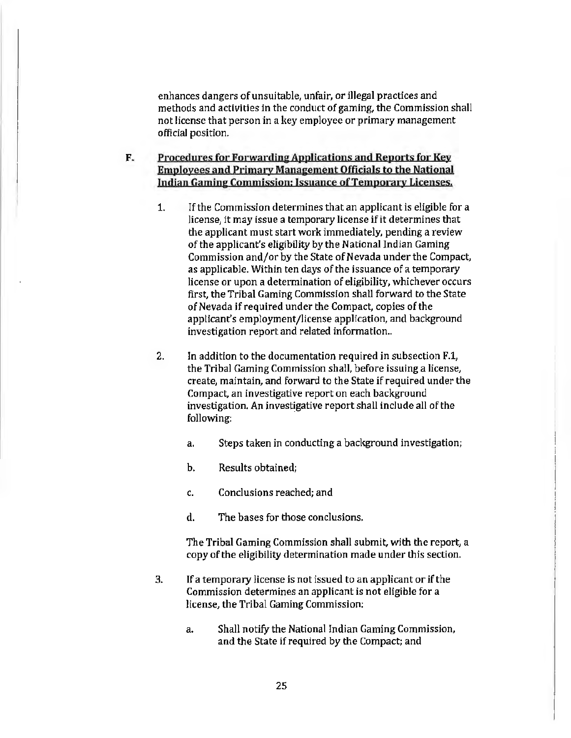enhances dangers of unsuitable, unfair, or illegal practices and methods and activities in the conduct of gaming, the Commission shall not license that person in a key employee or primary management official position.

**F. Procedures for Forwarding Applications and Reports for Key Employees and Primary Management Officials to the National Indian Gaming Commission: Issuance of Temporary Licenses.**

1. If the Commission determines that an applicant is eligible for a license, it may issue a temporary license if it determines that the applicant must start work immediately, pending a review of the applicant's eligibility by the National Indian Gaming Commission and/or by the State of Nevada under the Compact, as applicable. Within ten days of the issuance of a temporary license or upon a determination of eligibility, whichever occurs first, the Tribal Gaming Commission shall forward to the State of Nevada if required under the Compact, copies of the applicant's employment/license application, and background investigation report and related information..

2. In addition to the documentation required in subsection F.1, the Tribal Gaming Commission shall, before issuing a license, create, maintain, and forward to the State if required under the Compact, an investigative report on each background investigation. An investigative report shall include all of the following:

   a. Steps taken in conducting a background investigation;

   b. Results obtained;

   c. Conclusions reached; and

   d. The bases for those conclusions.

   The Tribal Gaming Commission shall submit, with the report, a copy of the eligibility determination made under this section.

3. If a temporary license is not issued to an applicant or if the Commission determines an applicant is not eligible for a license, the Tribal Gaming Commission:

   a. Shall notify the National Indian Gaming Commission, and the State if required by the Compact; and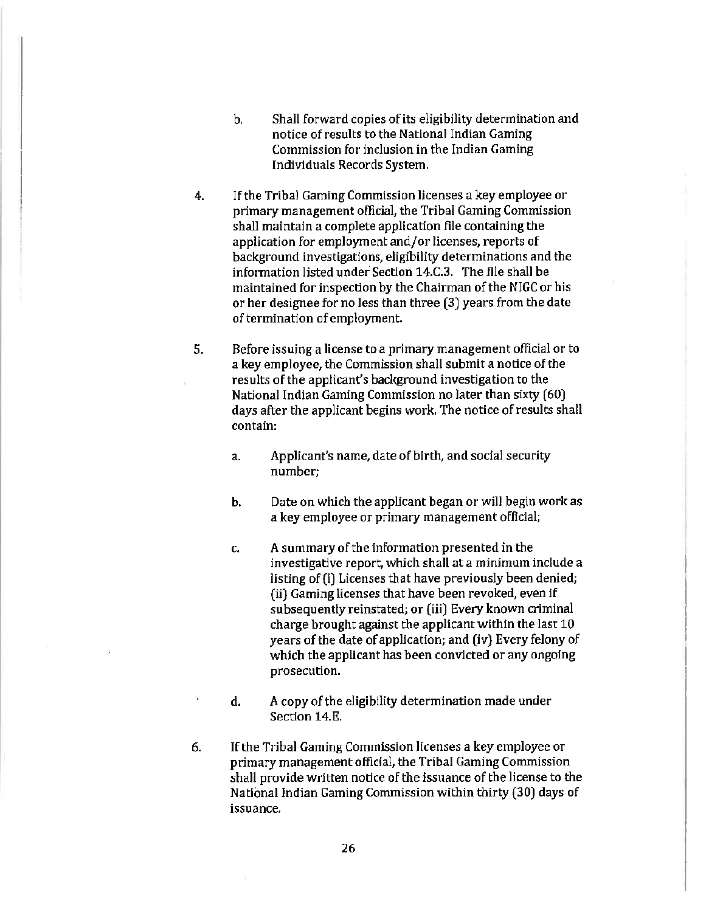b. Shall forward copies of its eligibility determination and notice of results to the National Indian Gaming Commission for inclusion in the Indian Gaming Individuals Records System.

4. If the Tribal Gaming Commission licenses a key employee or primary management official, the Tribal Gaming Commission shall maintain a complete application file containing the application for employment and/or licenses, reports of background investigations, eligibility determinations and the information listed under Section 14.C.3. The file shall be maintained for inspection by the Chairman of the NIGC or his or her designee for no less than three (3) years from the date of termination of employment.

5. Before issuing a license to a primary management official or to a key employee, the Commission shall submit a notice of the results of the applicant's background investigation to the National Indian Gaming Commission no later than sixty (60) days after the applicant begins work. The notice of results shall contain:

   a. Applicant's name, date of birth, and social security number;

   b. Date on which the applicant began or will begin work as a key employee or primary management official;

   c. A summary of the information presented in the investigative report, which shall at a minimum include a listing of (i) Licenses that have previously been denied; (ii) Gaming licenses that have been revoked, even if subsequently reinstated; or (iii) Every known criminal charge brought against the applicant within the last 10 years of the date of application; and (iv) Every felony of which the applicant has been convicted or any ongoing prosecution.

   d. A copy of the eligibility determination made under Section 14.E.

6. If the Tribal Gaming Commission licenses a key employee or primary management official, the Tribal Gaming Commission shall provide written notice of the issuance of the license to the National Indian Gaming Commission within thirty (30) days of issuance.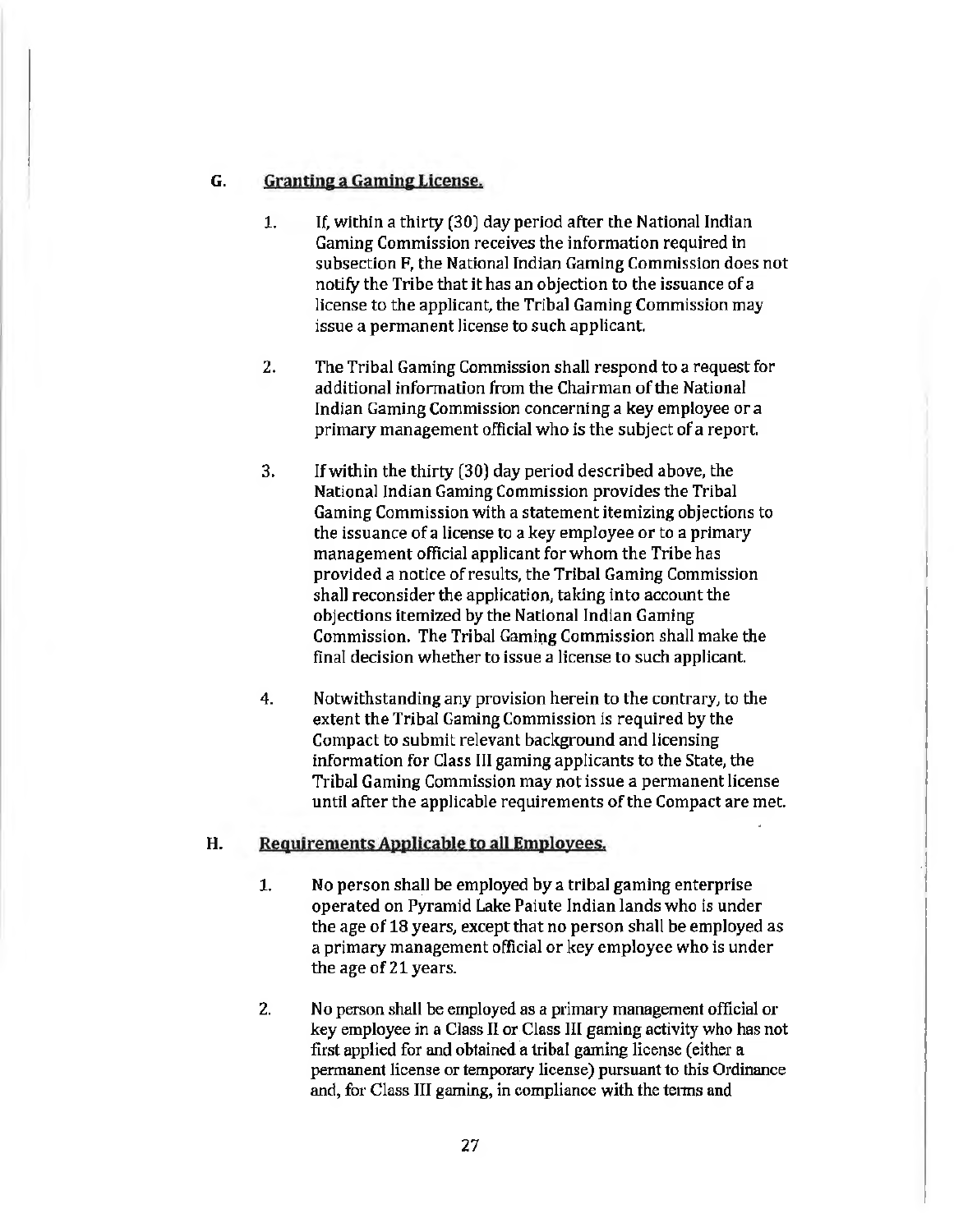## G. Granting a Gaming License.

1. If, within a thirty (30) day period after the National Indian Gaming Commission receives the information required in subsection F, the National Indian Gaming Commission does not notify the Tribe that it has an objection to the issuance of a license to the applicant, the Tribal Gaming Commission may issue a permanent license to such applicant.

2. The Tribal Gaming Commission shall respond to a request for additional information from the Chairman of the National Indian Gaming Commission concerning a key employee or a primary management official who is the subject of a report.

3. If within the thirty (30) day period described above, the National Indian Gaming Commission provides the Tribal Gaming Commission with a statement itemizing objections to the issuance of a license to a key employee or to a primary management official applicant for whom the Tribe has provided a notice of results, the Tribal Gaming Commission shall reconsider the application, taking into account the objections itemized by the National Indian Gaming Commission. The Tribal Gaming Commission shall make the final decision whether to issue a license to such applicant.

4. Notwithstanding any provision herein to the contrary, to the extent the Tribal Gaming Commission is required by the Compact to submit relevant background and licensing information for Class III gaming applicants to the State, the Tribal Gaming Commission may not issue a permanent license until after the applicable requirements of the Compact are met.

## H. Requirements Applicable to all Employees.

1. No person shall be employed by a tribal gaming enterprise operated on Pyramid Lake Paiute Indian lands who is under the age of 18 years, except that no person shall be employed as a primary management official or key employee who is under the age of 21 years.

2. No person shall be employed as a primary management official or key employee in a Class II or Class III gaming activity who has not first applied for and obtained a tribal gaming license (either a permanent license or temporary license) pursuant to this Ordinance and, for Class III gaming, in compliance with the terms and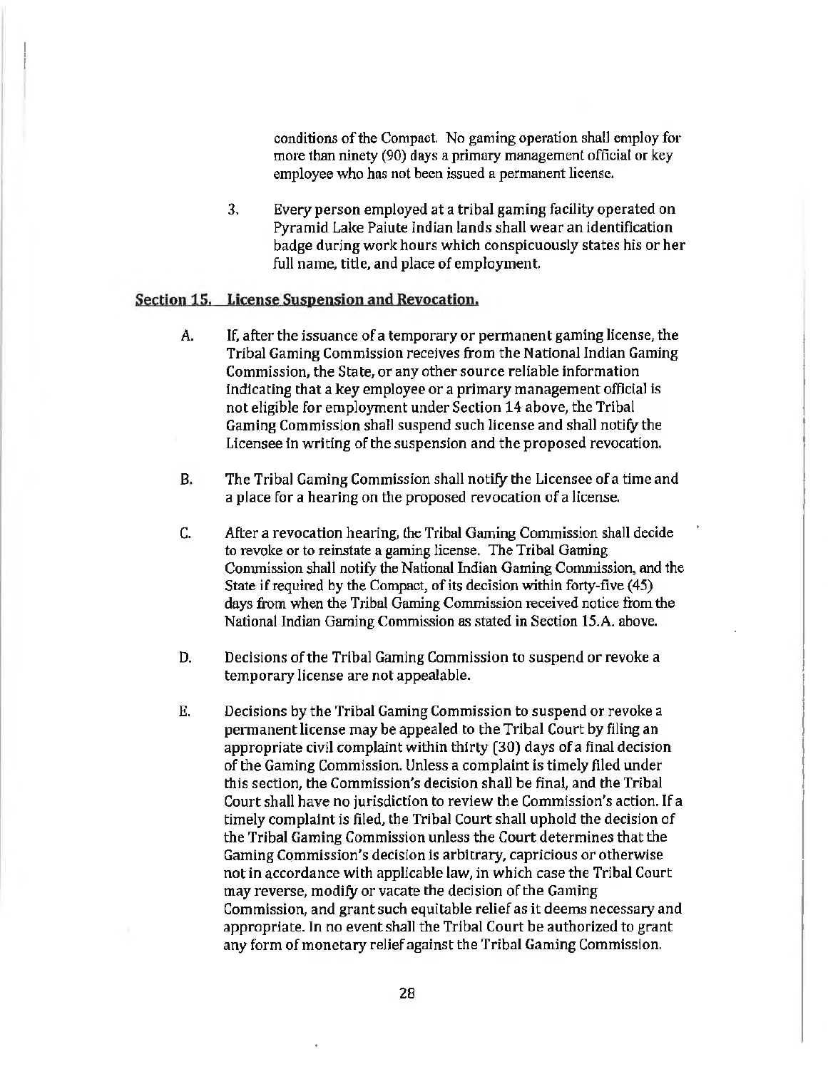conditions of the Compact. No gaming operation shall employ for more than ninety (90) days a primary management official or key employee who has not been issued a permanent license.

3. Every person employed at a tribal gaming facility operated on Pyramid Lake Paiute Indian lands shall wear an identification badge during work hours which conspicuously states his or her full name, title, and place of employment.

## Section 15. License Suspension and Revocation.

A. If, after the issuance of a temporary or permanent gaming license, the Tribal Gaming Commission receives from the National Indian Gaming Commission, the State, or any other source reliable information indicating that a key employee or a primary management official is not eligible for employment under Section 14 above, the Tribal Gaming Commission shall suspend such license and shall notify the Licensee in writing of the suspension and the proposed revocation.

B. The Tribal Gaming Commission shall notify the Licensee of a time and a place for a hearing on the proposed revocation of a license.

C. After a revocation hearing, the Tribal Gaming Commission shall decide to revoke or to reinstate a gaming license. The Tribal Gaming Commission shall notify the National Indian Gaming Commission, and the State if required by the Compact, of its decision within forty-five (45) days from when the Tribal Gaming Commission received notice from the National Indian Gaming Commission as stated in Section 15.A. above.

D. Decisions of the Tribal Gaming Commission to suspend or revoke a temporary license are not appealable.

E. Decisions by the Tribal Gaming Commission to suspend or revoke a permanent license may be appealed to the Tribal Court by filing an appropriate civil complaint within thirty (30) days of a final decision of the Gaming Commission. Unless a complaint is timely filed under this section, the Commission's decision shall be final, and the Tribal Court shall have no jurisdiction to review the Commission's action. If a timely complaint is filed, the Tribal Court shall uphold the decision of the Tribal Gaming Commission unless the Court determines that the Gaming Commission's decision is arbitrary, capricious or otherwise not in accordance with applicable law, in which case the Tribal Court may reverse, modify or vacate the decision of the Gaming Commission, and grant such equitable relief as it deems necessary and appropriate. In no event shall the Tribal Court be authorized to grant any form of monetary relief against the Tribal Gaming Commission.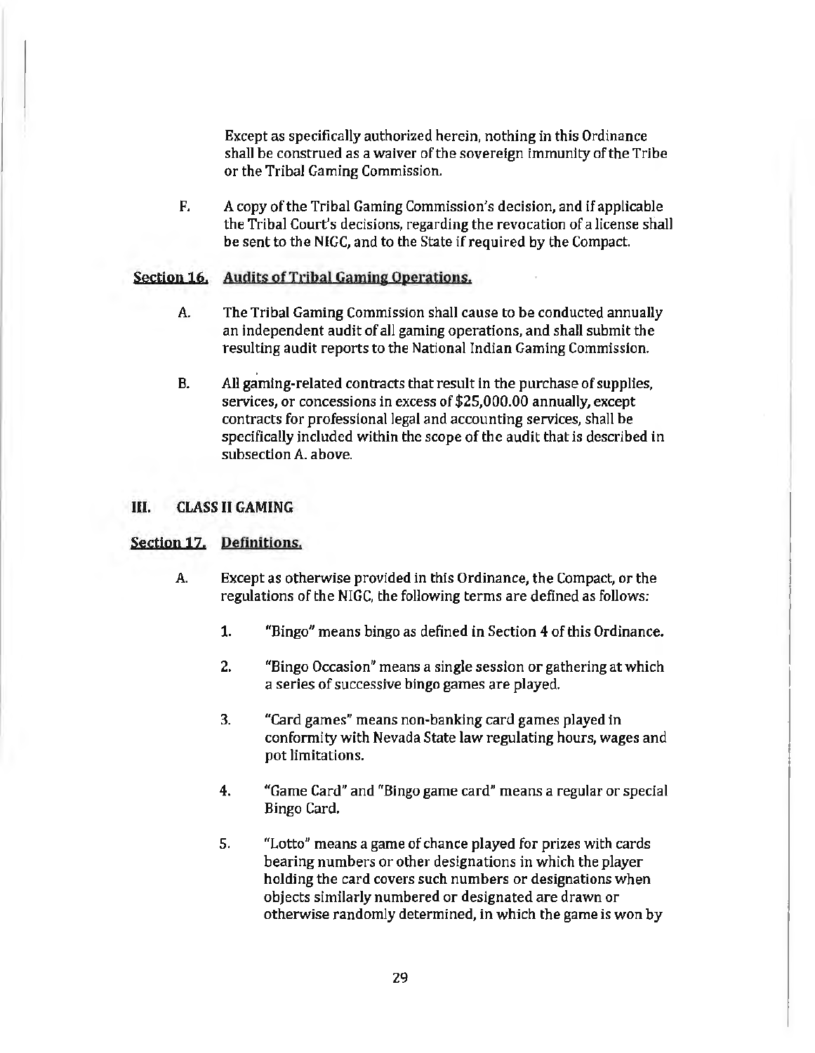Except as specifically authorized herein, nothing in this Ordinance shall be construed as a waiver of the sovereign immunity of the Tribe or the Tribal Gaming Commission.

F. A copy of the Tribal Gaming Commission's decision, and if applicable the Tribal Court's decisions, regarding the revocation of a license shall be sent to the NIGC, and to the State if required by the Compact.

## Section 16. Audits of Tribal Gaming Operations.

A. The Tribal Gaming Commission shall cause to be conducted annually an independent audit of all gaming operations, and shall submit the resulting audit reports to the National Indian Gaming Commission.

B. All gaming-related contracts that result in the purchase of supplies, services, or concessions in excess of $25,000.00 annually, except contracts for professional legal and accounting services, shall be specifically included within the scope of the audit that is described in subsection A. above.

# III. CLASS II GAMING

## Section 17. Definitions.

A. Except as otherwise provided in this Ordinance, the Compact, or the regulations of the NIGC, the following terms are defined as follows:

1. "Bingo" means bingo as defined in Section 4 of this Ordinance.

2. "Bingo Occasion" means a single session or gathering at which a series of successive bingo games are played.

3. "Card games" means non-banking card games played in conformity with Nevada State law regulating hours, wages and pot limitations.

4. "Game Card" and "Bingo game card" means a regular or special Bingo Card.

5. "Lotto" means a game of chance played for prizes with cards bearing numbers or other designations in which the player holding the card covers such numbers or designations when objects similarly numbered or designated are drawn or otherwise randomly determined, in which the game is won by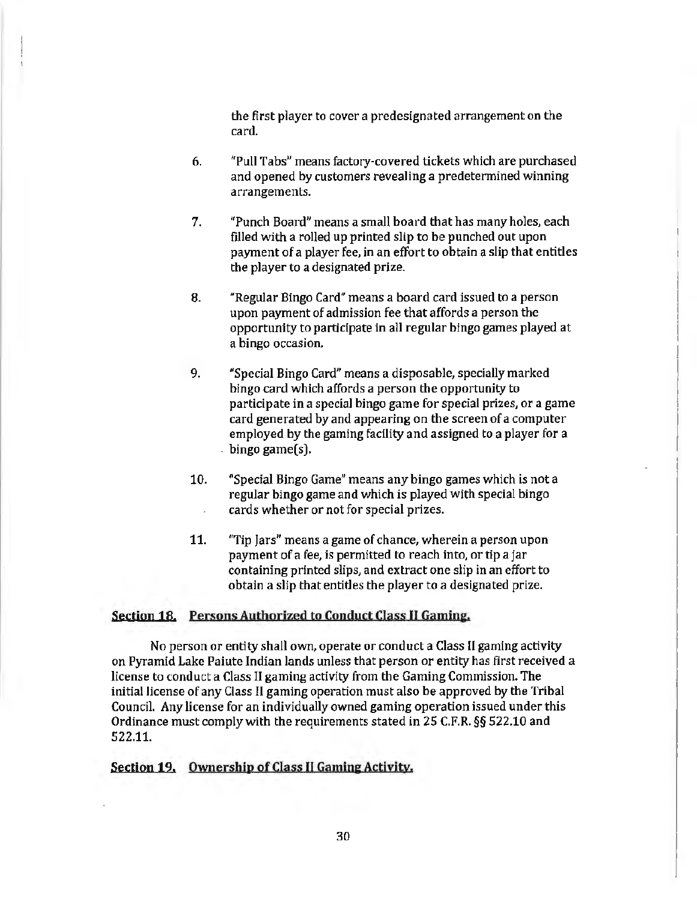the first player to cover a predesignated arrangement on the card.

6. "Pull Tabs" means factory-covered tickets which are purchased and opened by customers revealing a predetermined winning arrangements.

7. "Punch Board" means a small board that has many holes, each filled with a rolled up printed slip to be punched out upon payment of a player fee, in an effort to obtain a slip that entitles the player to a designated prize.

8. "Regular Bingo Card" means a board card issued to a person upon payment of admission fee that affords a person the opportunity to participate in all regular bingo games played at a bingo occasion.

9. "Special Bingo Card" means a disposable, specially marked bingo card which affords a person the opportunity to participate in a special bingo game for special prizes, or a game card generated by and appearing on the screen of a computer employed by the gaming facility and assigned to a player for a bingo game(s).

10. "Special Bingo Game" means any bingo games which is not a regular bingo game and which is played with special bingo cards whether or not for special prizes.

11. "Tip Jars" means a game of chance, wherein a person upon payment of a fee, is permitted to reach into, or tip a jar containing printed slips, and extract one slip in an effort to obtain a slip that entitles the player to a designated prize.

## Section 18. Persons Authorized to Conduct Class II Gaming.

No person or entity shall own, operate or conduct a Class II gaming activity on Pyramid Lake Paiute Indian lands unless that person or entity has first received a license to conduct a Class II gaming activity from the Gaming Commission. The initial license of any Class II gaming operation must also be approved by the Tribal Council. Any license for an individually owned gaming operation issued under this Ordinance must comply with the requirements stated in 25 C.F.R. §§ 522.10 and 522.11.

## Section 19. Ownership of Class II Gaming Activity.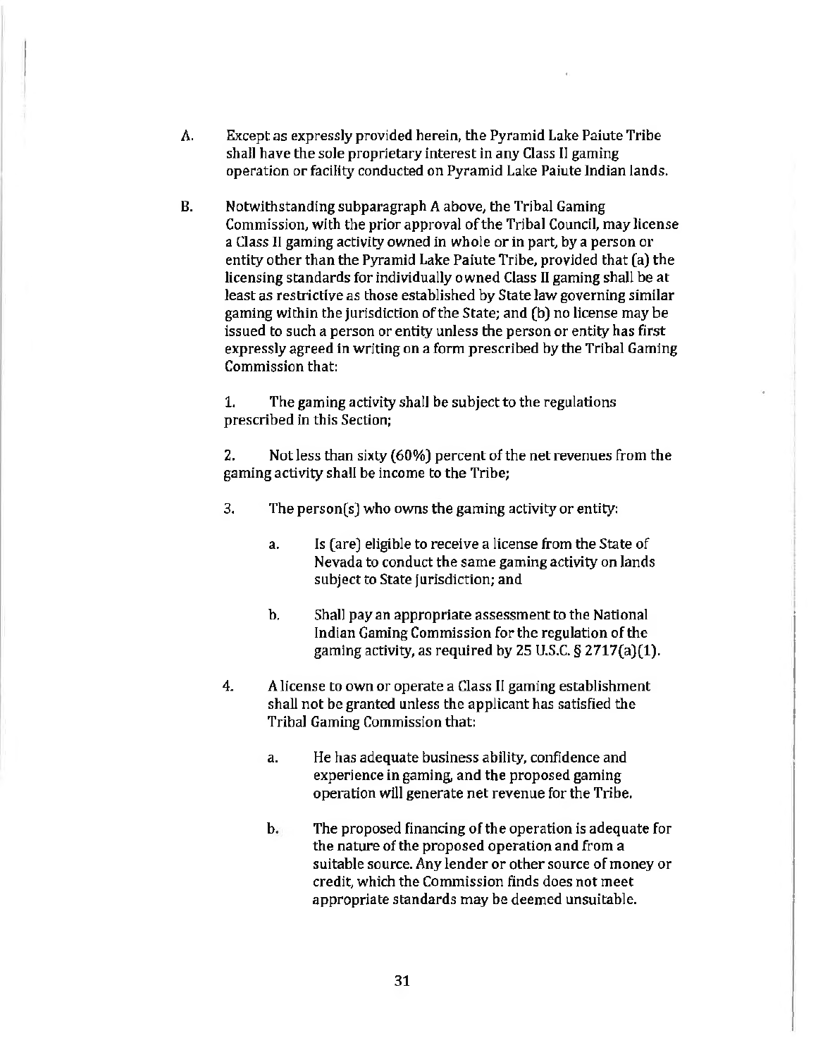A. Except as expressly provided herein, the Pyramid Lake Paiute Tribe shall have the sole proprietary interest in any Class II gaming operation or facility conducted on Pyramid Lake Paiute Indian lands.

B. Notwithstanding subparagraph A above, the Tribal Gaming Commission, with the prior approval of the Tribal Council, may license a Class II gaming activity owned in whole or in part, by a person or entity other than the Pyramid Lake Paiute Tribe, provided that (a) the licensing standards for individually owned Class II gaming shall be at least as restrictive as those established by State law governing similar gaming within the jurisdiction of the State; and (b) no license may be issued to such a person or entity unless the person or entity has first expressly agreed in writing on a form prescribed by the Tribal Gaming Commission that:

   1. The gaming activity shall be subject to the regulations prescribed in this Section;

   2. Not less than sixty (60%) percent of the net revenues from the gaming activity shall be income to the Tribe;

   3. The person(s) who owns the gaming activity or entity:

      a. Is (are) eligible to receive a license from the State of Nevada to conduct the same gaming activity on lands subject to State jurisdiction; and

      b. Shall pay an appropriate assessment to the National Indian Gaming Commission for the regulation of the gaming activity, as required by 25 U.S.C. § 2717(a)(1).

   4. A license to own or operate a Class II gaming establishment shall not be granted unless the applicant has satisfied the Tribal Gaming Commission that:

      a. He has adequate business ability, confidence and experience in gaming, and the proposed gaming operation will generate net revenue for the Tribe.

      b. The proposed financing of the operation is adequate for the nature of the proposed operation and from a suitable source. Any lender or other source of money or credit, which the Commission finds does not meet appropriate standards may be deemed unsuitable.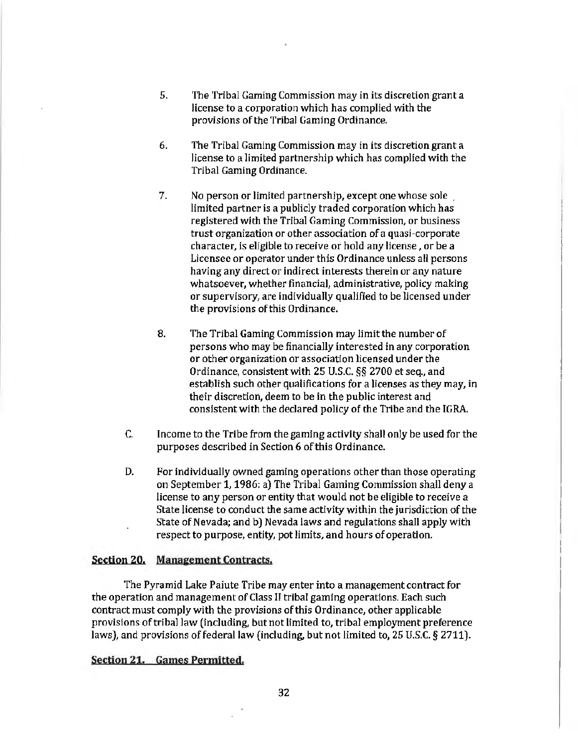5. The Tribal Gaming Commission may in its discretion grant a license to a corporation which has complied with the provisions of the Tribal Gaming Ordinance.

6. The Tribal Gaming Commission may in its discretion grant a license to a limited partnership which has complied with the Tribal Gaming Ordinance.

7. No person or limited partnership, except one whose sole limited partner is a publicly traded corporation which has registered with the Tribal Gaming Commission, or business trust organization or other association of a quasi-corporate character, is eligible to receive or hold any license , or be a Licensee or operator under this Ordinance unless all persons having any direct or indirect interests therein or any nature whatsoever, whether financial, administrative, policy making or supervisory, are individually qualified to be licensed under the provisions of this Ordinance.

8. The Tribal Gaming Commission may limit the number of persons who may be financially interested in any corporation or other organization or association licensed under the Ordinance, consistent with 25 U.S.C. §§ 2700 et seq., and establish such other qualifications for a licenses as they may, in their discretion, deem to be in the public interest and consistent with the declared policy of the Tribe and the IGRA.

C. Income to the Tribe from the gaming activity shall only be used for the purposes described in Section 6 of this Ordinance.

D. For individually owned gaming operations other than those operating on September 1, 1986: a) The Tribal Gaming Commission shall deny a license to any person or entity that would not be eligible to receive a State license to conduct the same activity within the jurisdiction of the State of Nevada; and b) Nevada laws and regulations shall apply with respect to purpose, entity, pot limits, and hours of operation.

**Section 20. Management Contracts.**

The Pyramid Lake Paiute Tribe may enter into a management contract for the operation and management of Class II tribal gaming operations. Each such contract must comply with the provisions of this Ordinance, other applicable provisions of tribal law (including, but not limited to, tribal employment preference laws), and provisions of federal law (including, but not limited to, 25 U.S.C. § 2711).

**Section 21. Games Permitted.**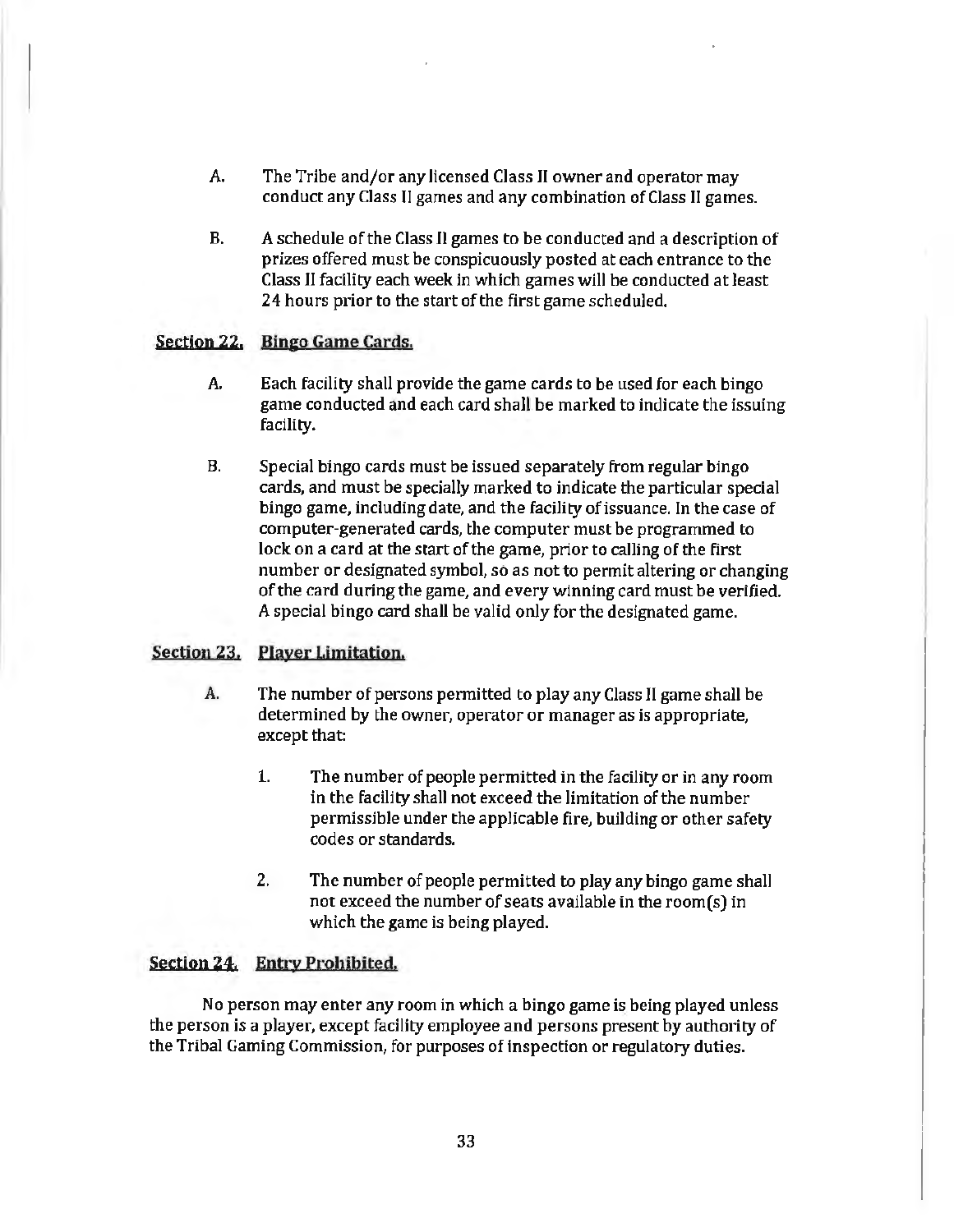A. The Tribe and/or any licensed Class II owner and operator may conduct any Class II games and any combination of Class II games.

B. A schedule of the Class II games to be conducted and a description of prizes offered must be conspicuously posted at each entrance to the Class II facility each week in which games will be conducted at least 24 hours prior to the start of the first game scheduled.

## Section 22. Bingo Game Cards.

A. Each facility shall provide the game cards to be used for each bingo game conducted and each card shall be marked to indicate the issuing facility.

B. Special bingo cards must be issued separately from regular bingo cards, and must be specially marked to indicate the particular special bingo game, including date, and the facility of issuance. In the case of computer-generated cards, the computer must be programmed to lock on a card at the start of the game, prior to calling of the first number or designated symbol, so as not to permit altering or changing of the card during the game, and every winning card must be verified. A special bingo card shall be valid only for the designated game.

## Section 23. Player Limitation.

A. The number of persons permitted to play any Class II game shall be determined by the owner, operator or manager as is appropriate, except that:

1. The number of people permitted in the facility or in any room in the facility shall not exceed the limitation of the number permissible under the applicable fire, building or other safety codes or standards.

2. The number of people permitted to play any bingo game shall not exceed the number of seats available in the room(s) in which the game is being played.

## Section 24. Entry Prohibited.

No person may enter any room in which a bingo game is being played unless the person is a player, except facility employee and persons present by authority of the Tribal Gaming Commission, for purposes of inspection or regulatory duties.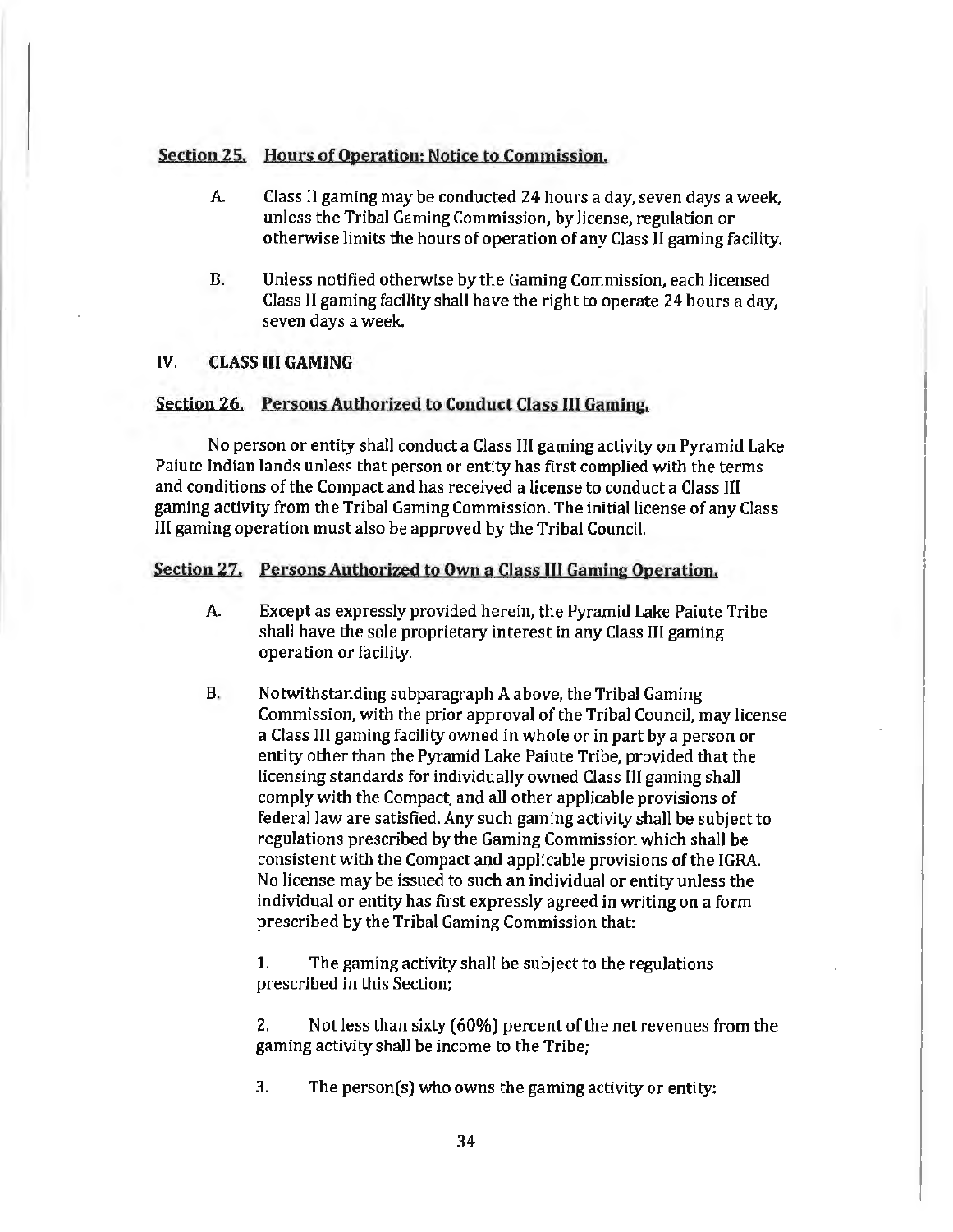**Section 25. Hours of Operation; Notice to Commission.**

A. Class II gaming may be conducted 24 hours a day, seven days a week, unless the Tribal Gaming Commission, by license, regulation or otherwise limits the hours of operation of any Class II gaming facility.

B. Unless notified otherwise by the Gaming Commission, each licensed Class II gaming facility shall have the right to operate 24 hours a day, seven days a week.

## IV. CLASS III GAMING

**Section 26. Persons Authorized to Conduct Class III Gaming.**

No person or entity shall conduct a Class III gaming activity on Pyramid Lake Paiute Indian lands unless that person or entity has first complied with the terms and conditions of the Compact and has received a license to conduct a Class III gaming activity from the Tribal Gaming Commission. The initial license of any Class III gaming operation must also be approved by the Tribal Council.

**Section 27. Persons Authorized to Own a Class III Gaming Operation.**

A. Except as expressly provided herein, the Pyramid Lake Paiute Tribe shall have the sole proprietary interest in any Class III gaming operation or facility.

B. Notwithstanding subparagraph A above, the Tribal Gaming Commission, with the prior approval of the Tribal Council, may license a Class III gaming facility owned in whole or in part by a person or entity other than the Pyramid Lake Paiute Tribe, provided that the licensing standards for individually owned Class III gaming shall comply with the Compact, and all other applicable provisions of federal law are satisfied. Any such gaming activity shall be subject to regulations prescribed by the Gaming Commission which shall be consistent with the Compact and applicable provisions of the IGRA. No license may be issued to such an individual or entity unless the individual or entity has first expressly agreed in writing on a form prescribed by the Tribal Gaming Commission that:

1. The gaming activity shall be subject to the regulations prescribed in this Section;

2. Not less than sixty (60%) percent of the net revenues from the gaming activity shall be income to the Tribe;

3. The person(s) who owns the gaming activity or entity: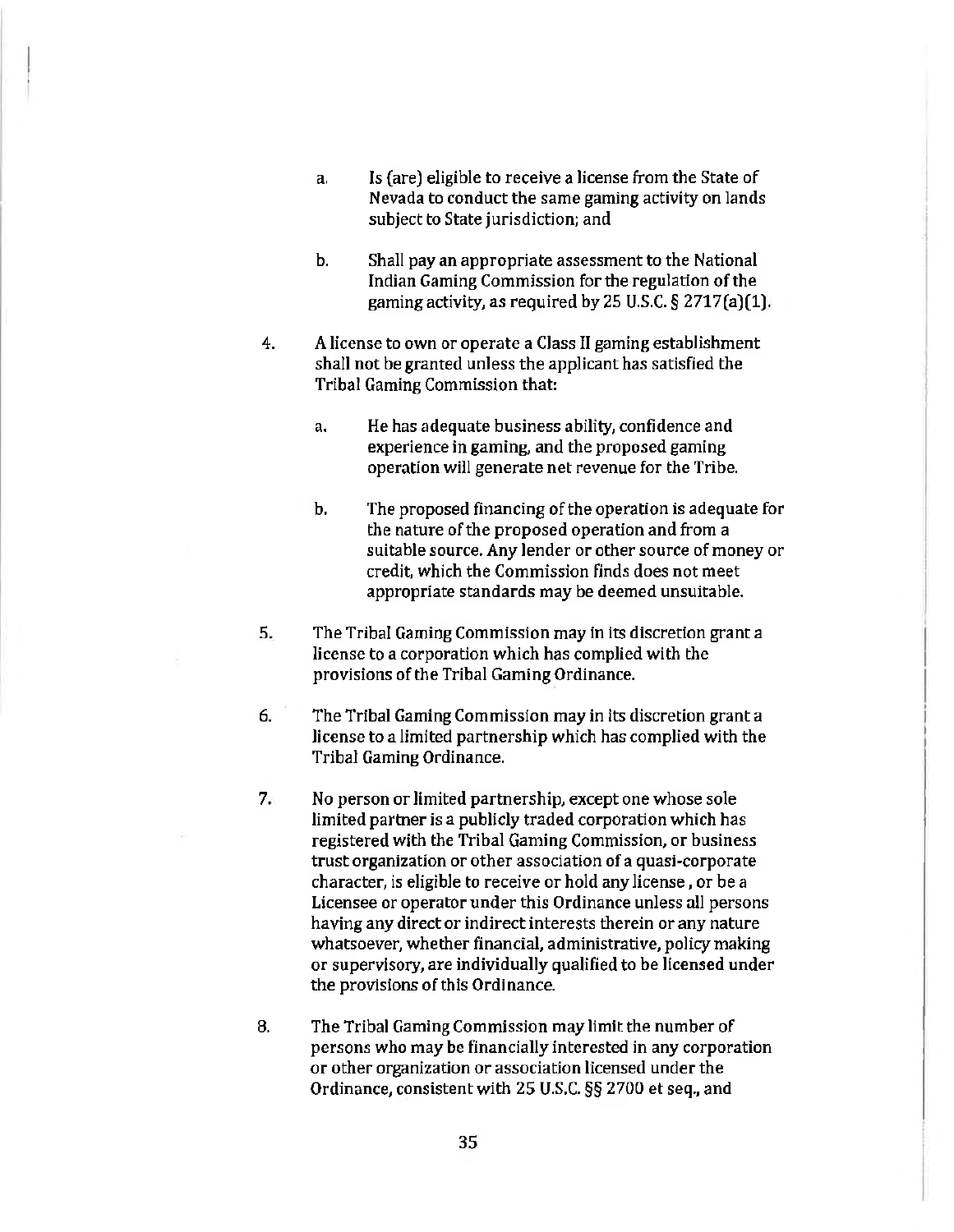a. Is (are) eligible to receive a license from the State of Nevada to conduct the same gaming activity on lands subject to State jurisdiction; and

   b. Shall pay an appropriate assessment to the National Indian Gaming Commission for the regulation of the gaming activity, as required by 25 U.S.C. § 2717(a)(1).

4. A license to own or operate a Class II gaming establishment shall not be granted unless the applicant has satisfied the Tribal Gaming Commission that:

   a. He has adequate business ability, confidence and experience in gaming, and the proposed gaming operation will generate net revenue for the Tribe.

   b. The proposed financing of the operation is adequate for the nature of the proposed operation and from a suitable source. Any lender or other source of money or credit, which the Commission finds does not meet appropriate standards may be deemed unsuitable.

5. The Tribal Gaming Commission may in its discretion grant a license to a corporation which has complied with the provisions of the Tribal Gaming Ordinance.

6. The Tribal Gaming Commission may in its discretion grant a license to a limited partnership which has complied with the Tribal Gaming Ordinance.

7. No person or limited partnership, except one whose sole limited partner is a publicly traded corporation which has registered with the Tribal Gaming Commission, or business trust organization or other association of a quasi-corporate character, is eligible to receive or hold any license, or be a Licensee or operator under this Ordinance unless all persons having any direct or indirect interests therein or any nature whatsoever, whether financial, administrative, policy making or supervisory, are individually qualified to be licensed under the provisions of this Ordinance.

8. The Tribal Gaming Commission may limit the number of persons who may be financially interested in any corporation or other organization or association licensed under the Ordinance, consistent with 25 U.S.C. §§ 2700 et seq., and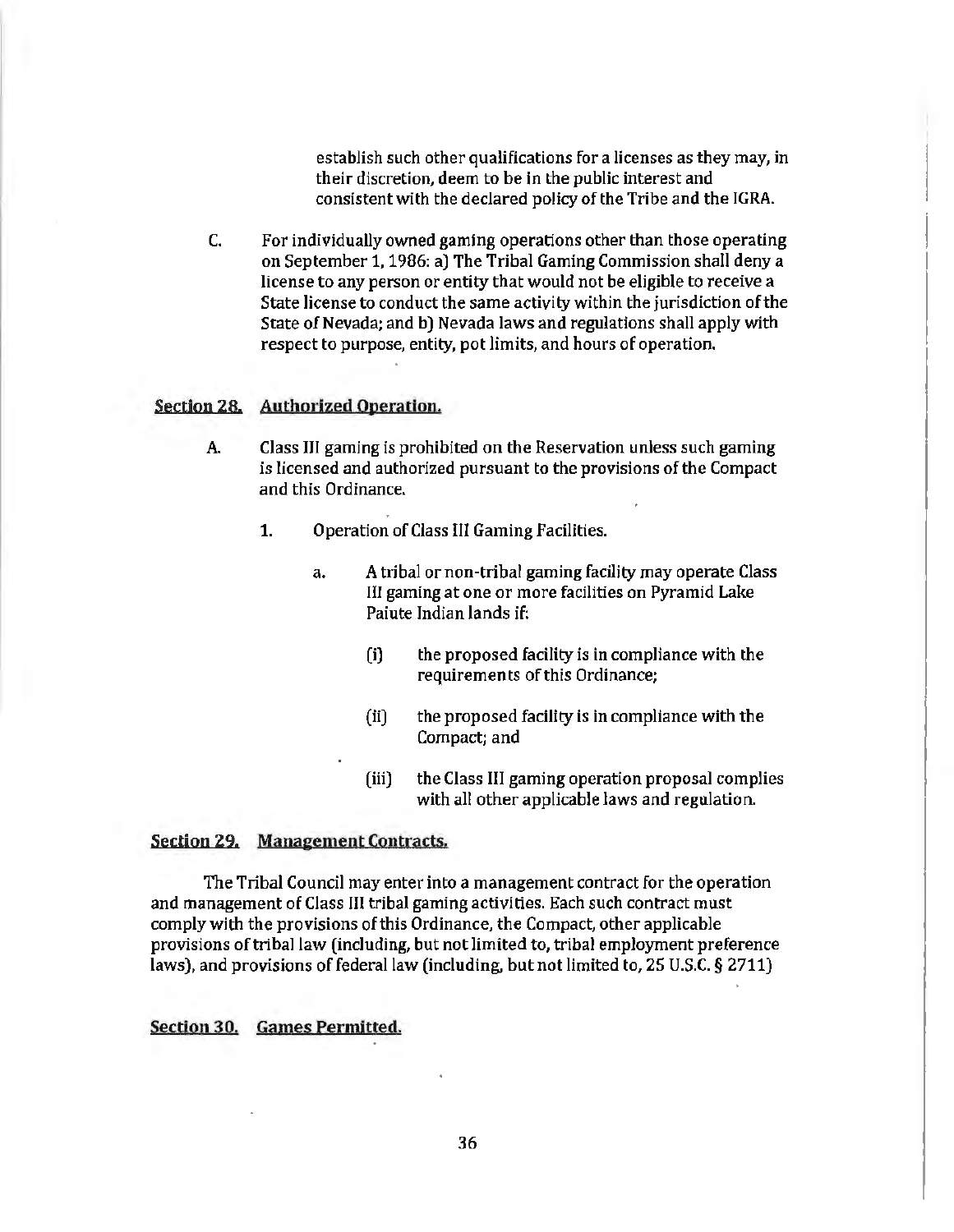establish such other qualifications for a licenses as they may, in their discretion, deem to be in the public interest and consistent with the declared policy of the Tribe and the IGRA.

C. For individually owned gaming operations other than those operating on September 1, 1986: a) The Tribal Gaming Commission shall deny a license to any person or entity that would not be eligible to receive a State license to conduct the same activity within the jurisdiction of the State of Nevada; and b) Nevada laws and regulations shall apply with respect to purpose, entity, pot limits, and hours of operation.

## Section 28. Authorized Operation.

A. Class III gaming is prohibited on the Reservation unless such gaming is licensed and authorized pursuant to the provisions of the Compact and this Ordinance.

1. Operation of Class III Gaming Facilities.

   a. A tribal or non-tribal gaming facility may operate Class III gaming at one or more facilities on Pyramid Lake Paiute Indian lands if:

      (i) the proposed facility is in compliance with the requirements of this Ordinance;

      (ii) the proposed facility is in compliance with the Compact; and

      (iii) the Class III gaming operation proposal complies with all other applicable laws and regulation.

## Section 29. Management Contracts.

The Tribal Council may enter into a management contract for the operation and management of Class III tribal gaming activities. Each such contract must comply with the provisions of this Ordinance, the Compact, other applicable provisions of tribal law (including, but not limited to, tribal employment preference laws), and provisions of federal law (including, but not limited to, 25 U.S.C. § 2711)

## Section 30. Games Permitted.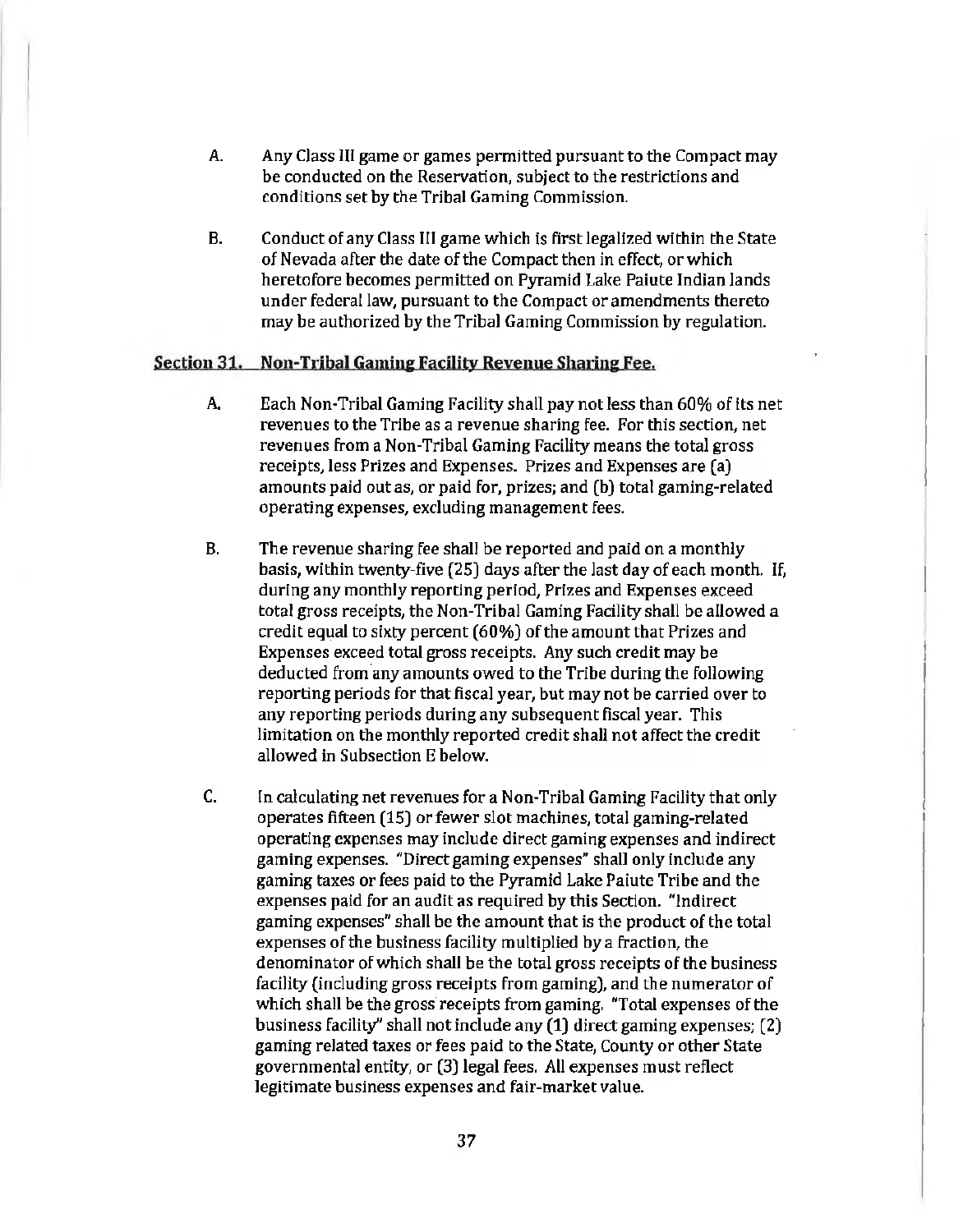A. Any Class III game or games permitted pursuant to the Compact may be conducted on the Reservation, subject to the restrictions and conditions set by the Tribal Gaming Commission.

B. Conduct of any Class III game which is first legalized within the State of Nevada after the date of the Compact then in effect, or which heretofore becomes permitted on Pyramid Lake Paiute Indian lands under federal law, pursuant to the Compact or amendments thereto may be authorized by the Tribal Gaming Commission by regulation.

## Section 31. Non-Tribal Gaming Facility Revenue Sharing Fee.

A. Each Non-Tribal Gaming Facility shall pay not less than 60% of its net revenues to the Tribe as a revenue sharing fee. For this section, net revenues from a Non-Tribal Gaming Facility means the total gross receipts, less Prizes and Expenses. Prizes and Expenses are (a) amounts paid out as, or paid for, prizes; and (b) total gaming-related operating expenses, excluding management fees.

B. The revenue sharing fee shall be reported and paid on a monthly basis, within twenty-five (25) days after the last day of each month. If, during any monthly reporting period, Prizes and Expenses exceed total gross receipts, the Non-Tribal Gaming Facility shall be allowed a credit equal to sixty percent (60%) of the amount that Prizes and Expenses exceed total gross receipts. Any such credit may be deducted from any amounts owed to the Tribe during the following reporting periods for that fiscal year, but may not be carried over to any reporting periods during any subsequent fiscal year. This limitation on the monthly reported credit shall not affect the credit allowed in Subsection E below.

C. In calculating net revenues for a Non-Tribal Gaming Facility that only operates fifteen (15) or fewer slot machines, total gaming-related operating expenses may include direct gaming expenses and indirect gaming expenses. "Direct gaming expenses" shall only include any gaming taxes or fees paid to the Pyramid Lake Paiute Tribe and the expenses paid for an audit as required by this Section. "Indirect gaming expenses" shall be the amount that is the product of the total expenses of the business facility multiplied by a fraction, the denominator of which shall be the total gross receipts of the business facility (including gross receipts from gaming), and the numerator of which shall be the gross receipts from gaming. "Total expenses of the business facility" shall not include any (1) direct gaming expenses; (2) gaming related taxes or fees paid to the State, County or other State governmental entity, or (3) legal fees. All expenses must reflect legitimate business expenses and fair-market value.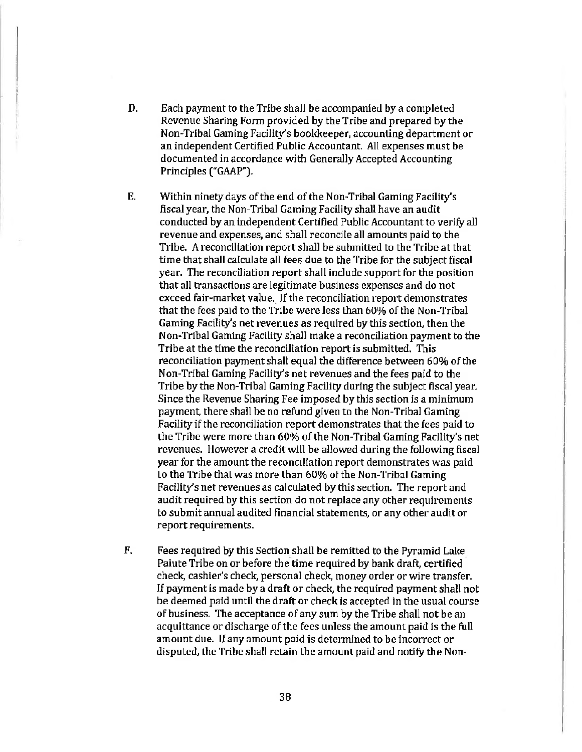D. Each payment to the Tribe shall be accompanied by a completed Revenue Sharing Form provided by the Tribe and prepared by the Non-Tribal Gaming Facility's bookkeeper, accounting department or an independent Certified Public Accountant. All expenses must be documented in accordance with Generally Accepted Accounting Principles ("GAAP").

E. Within ninety days of the end of the Non-Tribal Gaming Facility's fiscal year, the Non-Tribal Gaming Facility shall have an audit conducted by an independent Certified Public Accountant to verify all revenue and expenses, and shall reconcile all amounts paid to the Tribe. A reconciliation report shall be submitted to the Tribe at that time that shall calculate all fees due to the Tribe for the subject fiscal year. The reconciliation report shall include support for the position that all transactions are legitimate business expenses and do not exceed fair-market value. If the reconciliation report demonstrates that the fees paid to the Tribe were less than 60% of the Non-Tribal Gaming Facility's net revenues as required by this section, then the Non-Tribal Gaming Facility shall make a reconciliation payment to the Tribe at the time the reconciliation report is submitted. This reconciliation payment shall equal the difference between 60% of the Non-Tribal Gaming Facility's net revenues and the fees paid to the Tribe by the Non-Tribal Gaming Facility during the subject fiscal year. Since the Revenue Sharing Fee imposed by this section is a minimum payment, there shall be no refund given to the Non-Tribal Gaming Facility if the reconciliation report demonstrates that the fees paid to the Tribe were more than 60% of the Non-Tribal Gaming Facility's net revenues. However a credit will be allowed during the following fiscal year for the amount the reconciliation report demonstrates was paid to the Tribe that was more than 60% of the Non-Tribal Gaming Facility's net revenues as calculated by this section. The report and audit required by this section do not replace any other requirements to submit annual audited financial statements, or any other audit or report requirements.

F. Fees required by this Section shall be remitted to the Pyramid Lake Paiute Tribe on or before the time required by bank draft, certified check, cashier's check, personal check, money order or wire transfer. If payment is made by a draft or check, the required payment shall not be deemed paid until the draft or check is accepted in the usual course of business. The acceptance of any sum by the Tribe shall not be an acquittance or discharge of the fees unless the amount paid is the full amount due. If any amount paid is determined to be incorrect or disputed, the Tribe shall retain the amount paid and notify the Non-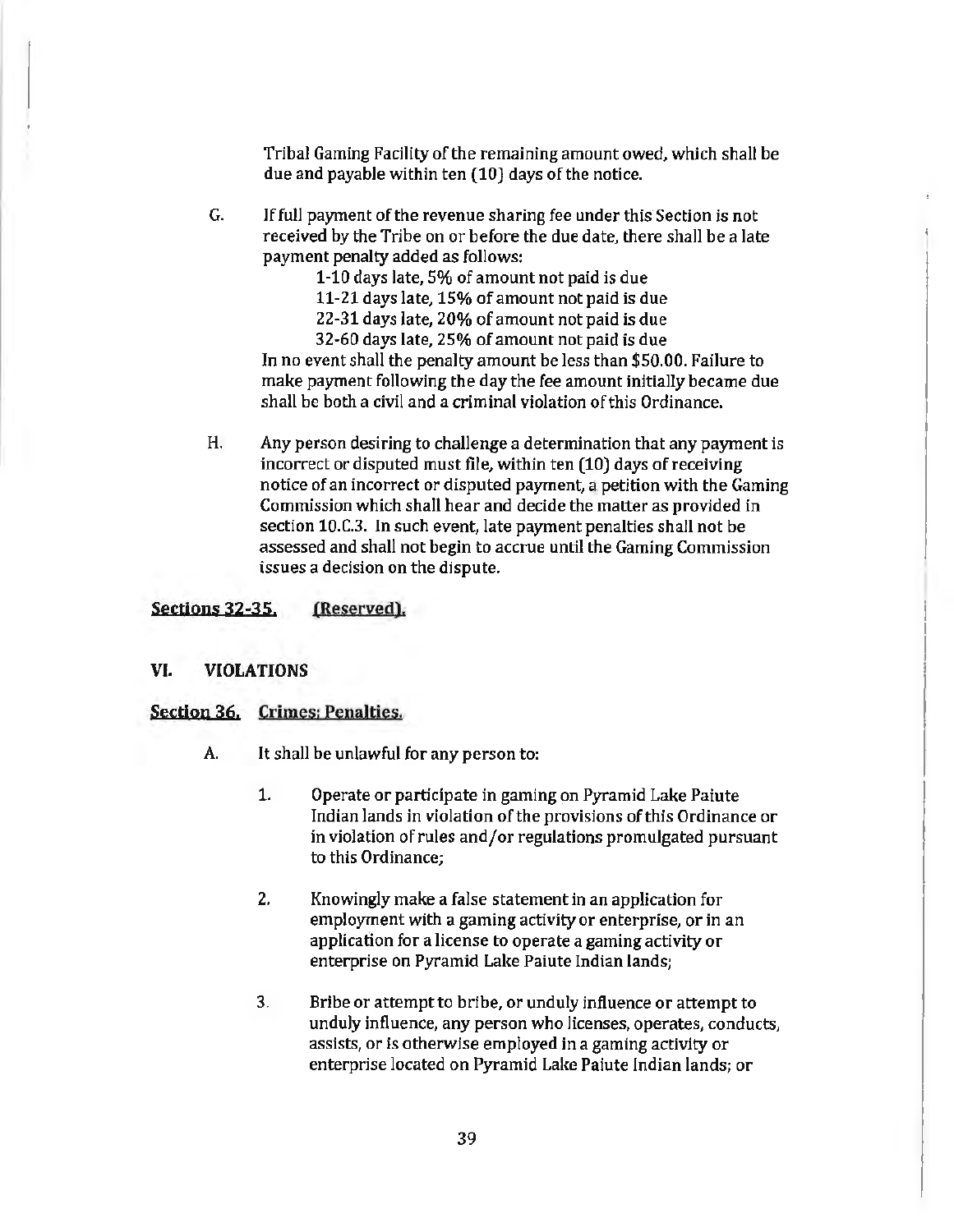Tribal Gaming Facility of the remaining amount owed, which shall be due and payable within ten (10) days of the notice.

G. If full payment of the revenue sharing fee under this Section is not received by the Tribe on or before the due date, there shall be a late payment penalty added as follows:

1-10 days late, 5% of amount not paid is due
11-21 days late, 15% of amount not paid is due
22-31 days late, 20% of amount not paid is due
32-60 days late, 25% of amount not paid is due

In no event shall the penalty amount be less than $50.00. Failure to make payment following the day the fee amount initially became due shall be both a civil and a criminal violation of this Ordinance.

H. Any person desiring to challenge a determination that any payment is incorrect or disputed must file, within ten (10) days of receiving notice of an incorrect or disputed payment, a petition with the Gaming Commission which shall hear and decide the matter as provided in section 10.C.3. In such event, late payment penalties shall not be assessed and shall not begin to accrue until the Gaming Commission issues a decision on the dispute.

**Sections 32-35. (Reserved).**

## VI. VIOLATIONS

**Section 36. Crimes; Penalties.**

A. It shall be unlawful for any person to:

1. Operate or participate in gaming on Pyramid Lake Paiute Indian lands in violation of the provisions of this Ordinance or in violation of rules and/or regulations promulgated pursuant to this Ordinance;

2. Knowingly make a false statement in an application for employment with a gaming activity or enterprise, or in an application for a license to operate a gaming activity or enterprise on Pyramid Lake Paiute Indian lands;

3. Bribe or attempt to bribe, or unduly influence or attempt to unduly influence, any person who licenses, operates, conducts, assists, or is otherwise employed in a gaming activity or enterprise located on Pyramid Lake Paiute Indian lands; or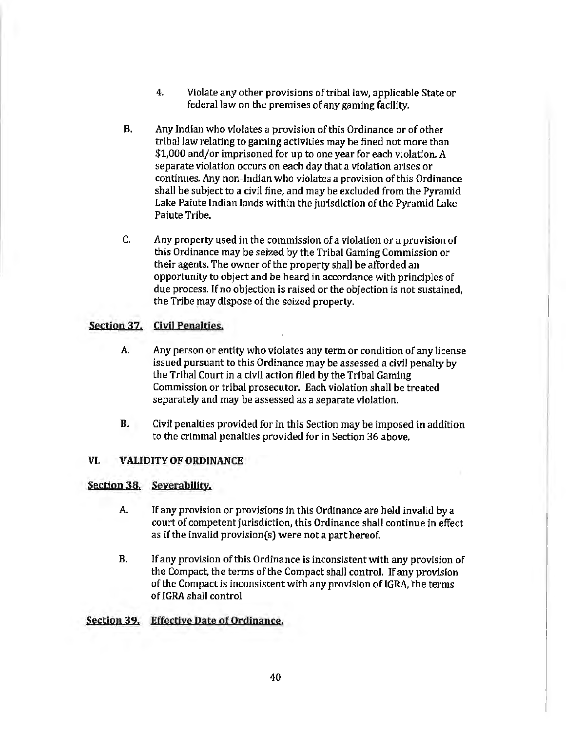4. Violate any other provisions of tribal law, applicable State or federal law on the premises of any gaming facility.

B. Any Indian who violates a provision of this Ordinance or of other tribal law relating to gaming activities may be fined not more than $1,000 and/or imprisoned for up to one year for each violation. A separate violation occurs on each day that a violation arises or continues. Any non-Indian who violates a provision of this Ordinance shall be subject to a civil fine, and may be excluded from the Pyramid Lake Paiute Indian lands within the jurisdiction of the Pyramid Lake Paiute Tribe.

C. Any property used in the commission of a violation or a provision of this Ordinance may be seized by the Tribal Gaming Commission or their agents. The owner of the property shall be afforded an opportunity to object and be heard in accordance with principles of due process. If no objection is raised or the objection is not sustained, the Tribe may dispose of the seized property.

**Section 37. Civil Penalties.**

A. Any person or entity who violates any term or condition of any license issued pursuant to this Ordinance may be assessed a civil penalty by the Tribal Court in a civil action filed by the Tribal Gaming Commission or tribal prosecutor. Each violation shall be treated separately and may be assessed as a separate violation.

B. Civil penalties provided for in this Section may be imposed in addition to the criminal penalties provided for in Section 36 above.

## VI. VALIDITY OF ORDINANCE

**Section 38. Severability.**

A. If any provision or provisions in this Ordinance are held invalid by a court of competent jurisdiction, this Ordinance shall continue in effect as if the invalid provision(s) were not a part hereof.

B. If any provision of this Ordinance is inconsistent with any provision of the Compact, the terms of the Compact shall control. If any provision of the Compact is inconsistent with any provision of IGRA, the terms of IGRA shall control

**Section 39. Effective Date of Ordinance.**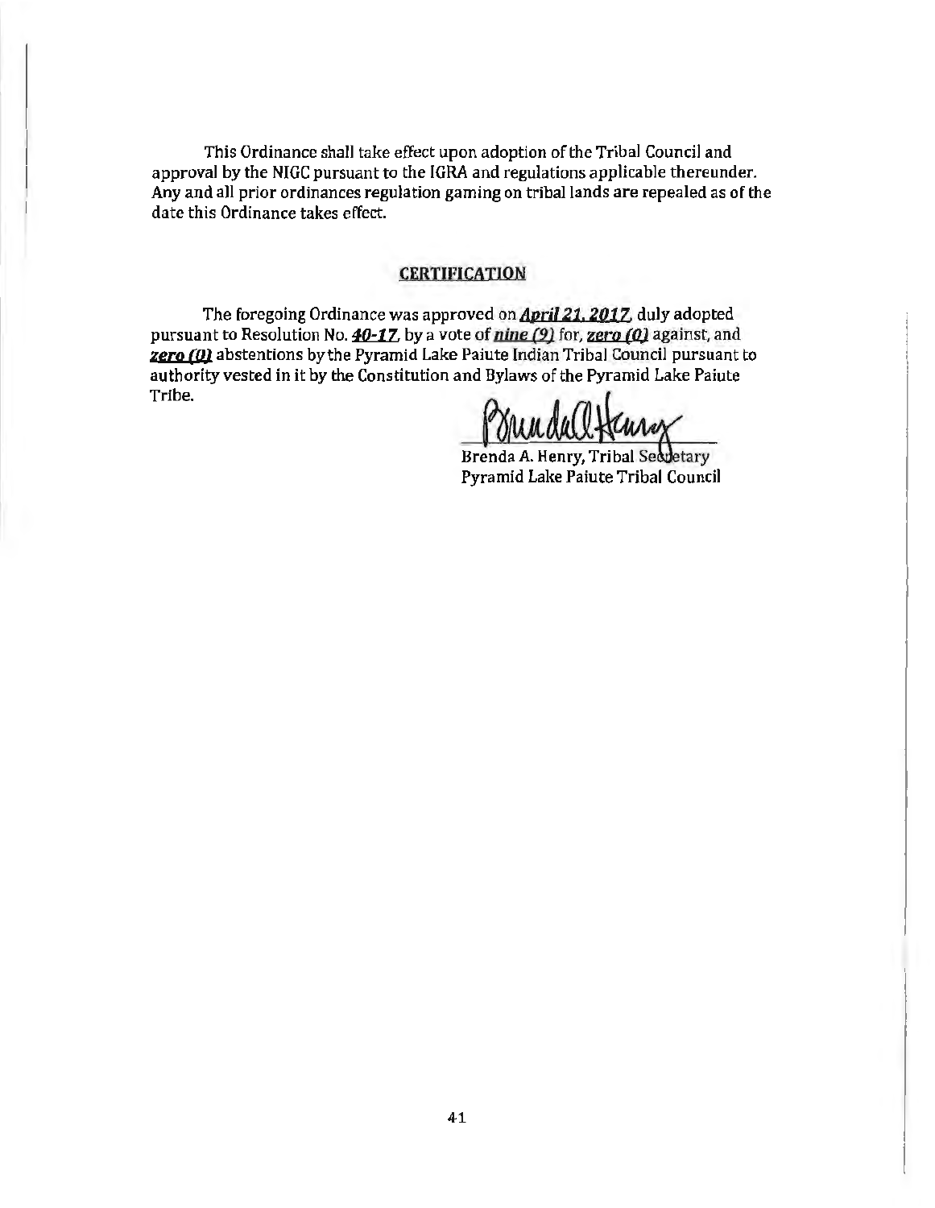This Ordinance shall take effect upon adoption of the Tribal Council and approval by the NIGC pursuant to the IGRA and regulations applicable thereunder. Any and all prior ordinances regulation gaming on tribal lands are repealed as of the date this Ordinance takes effect.

## CERTIFICATION

The foregoing Ordinance was approved on ***April 21, 2017***, duly adopted pursuant to Resolution No. ***40-17***, by a vote of ***nine (9)*** for, ***zero (0)*** against, and ***zero (0)*** abstentions by the Pyramid Lake Paiute Indian Tribal Council pursuant to authority vested in it by the Constitution and Bylaws of the Pyramid Lake Paiute Tribe.

Brenda A. Henry, Tribal Secretary
Pyramid Lake Paiute Tribal Council